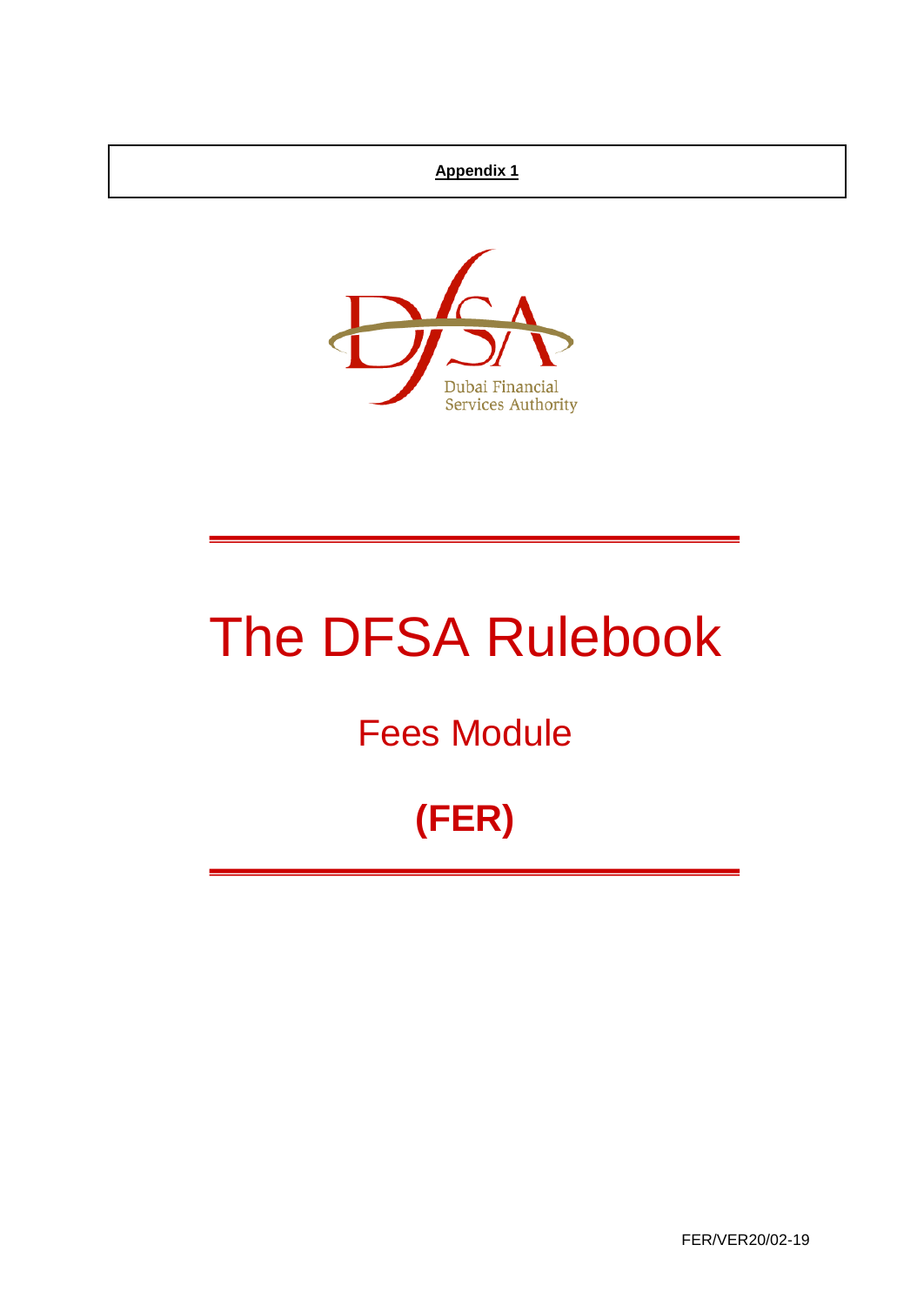**Appendix 1**

Dubai Financial Services Authority

# The DFSA Rulebook

## Fees Module

## (FER)

FER/VER20/02-19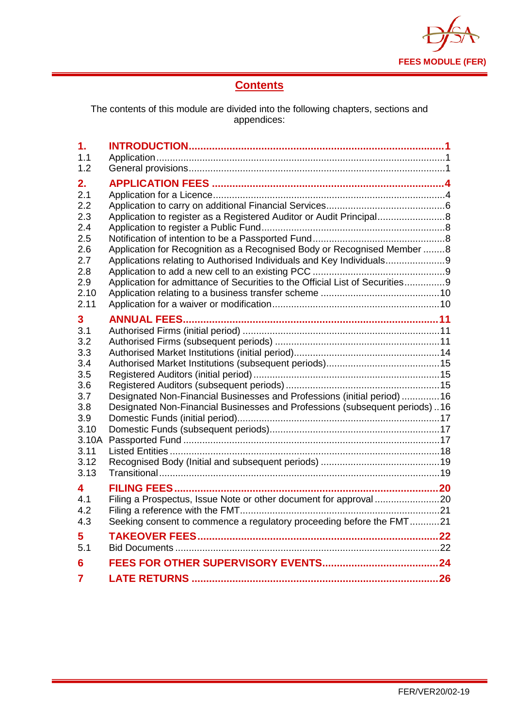# Contents

The contents of this module are divided into the following chapters, sections and appendices:

| | | |
|---|---|---|
| **1.** | **INTRODUCTION** | **1** |
| 1.1 | Application | 1 |
| 1.2 | General provisions | 1 |
| **2.** | **APPLICATION FEES** | **4** |
| 2.1 | Application for a Licence | 4 |
| 2.2 | Application to carry on additional Financial Services | 6 |
| 2.3 | Application to register as a Registered Auditor or Audit Principal | 8 |
| 2.4 | Application to register a Public Fund | 8 |
| 2.5 | Notification of intention to be a Passported Fund | 8 |
| 2.6 | Application for Recognition as a Recognised Body or Recognised Member | 8 |
| 2.7 | Applications relating to Authorised Individuals and Key Individuals | 9 |
| 2.8 | Application to add a new cell to an existing PCC | 9 |
| 2.9 | Application for admittance of Securities to the Official List of Securities | 9 |
| 2.10 | Application relating to a business transfer scheme | 10 |
| 2.11 | Application for a waiver or modification | 10 |
| **3** | **ANNUAL FEES** | **11** |
| 3.1 | Authorised Firms (initial period) | 11 |
| 3.2 | Authorised Firms (subsequent periods) | 11 |
| 3.3 | Authorised Market Institutions (initial period) | 14 |
| 3.4 | Authorised Market Institutions (subsequent periods) | 15 |
| 3.5 | Registered Auditors (initial period) | 15 |
| 3.6 | Registered Auditors (subsequent periods) | 15 |
| 3.7 | Designated Non-Financial Businesses and Professions (initial period) | 16 |
| 3.8 | Designated Non-Financial Businesses and Professions (subsequent periods) | 16 |
| 3.9 | Domestic Funds (initial period) | 17 |
| 3.10 | Domestic Funds (subsequent periods) | 17 |
| 3.10A | Passported Fund | 17 |
| 3.11 | Listed Entities | 18 |
| 3.12 | Recognised Body (Initial and subsequent periods) | 19 |
| 3.13 | Transitional | 19 |
| **4** | **FILING FEES** | **20** |
| 4.1 | Filing a Prospectus, Issue Note or other document for approval | 20 |
| 4.2 | Filing a reference with the FMT | 21 |
| 4.3 | Seeking consent to commence a regulatory proceeding before the FMT | 21 |
| **5** | **TAKEOVER FEES** | **22** |
| 5.1 | Bid Documents | 22 |
| **6** | **FEES FOR OTHER SUPERVISORY EVENTS** | **24** |
| **7** | **LATE RETURNS** | **26** |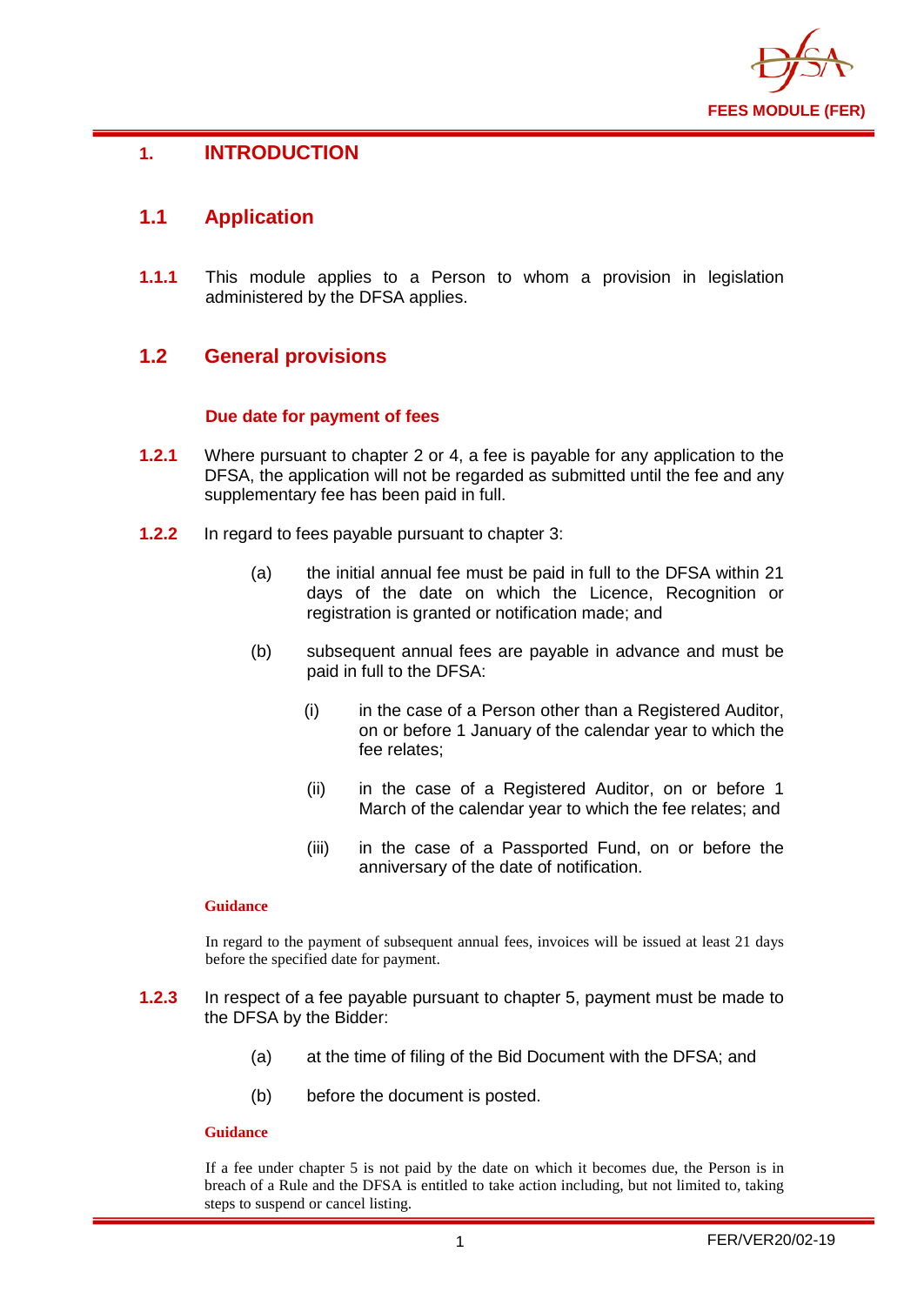# 1. INTRODUCTION

## 1.1 Application

**1.1.1** This module applies to a Person to whom a provision in legislation administered by the DFSA applies.

## 1.2 General provisions

### Due date for payment of fees

**1.2.1** Where pursuant to chapter 2 or 4, a fee is payable for any application to the DFSA, the application will not be regarded as submitted until the fee and any supplementary fee has been paid in full.

**1.2.2** In regard to fees payable pursuant to chapter 3:

(a) the initial annual fee must be paid in full to the DFSA within 21 days of the date on which the Licence, Recognition or registration is granted or notification made; and

(b) subsequent annual fees are payable in advance and must be paid in full to the DFSA:

(i) in the case of a Person other than a Registered Auditor, on or before 1 January of the calendar year to which the fee relates;

(ii) in the case of a Registered Auditor, on or before 1 March of the calendar year to which the fee relates; and

(iii) in the case of a Passported Fund, on or before the anniversary of the date of notification.

**Guidance**

In regard to the payment of subsequent annual fees, invoices will be issued at least 21 days before the specified date for payment.

**1.2.3** In respect of a fee payable pursuant to chapter 5, payment must be made to the DFSA by the Bidder:

(a) at the time of filing of the Bid Document with the DFSA; and

(b) before the document is posted.

**Guidance**

If a fee under chapter 5 is not paid by the date on which it becomes due, the Person is in breach of a Rule and the DFSA is entitled to take action including, but not limited to, taking steps to suspend or cancel listing.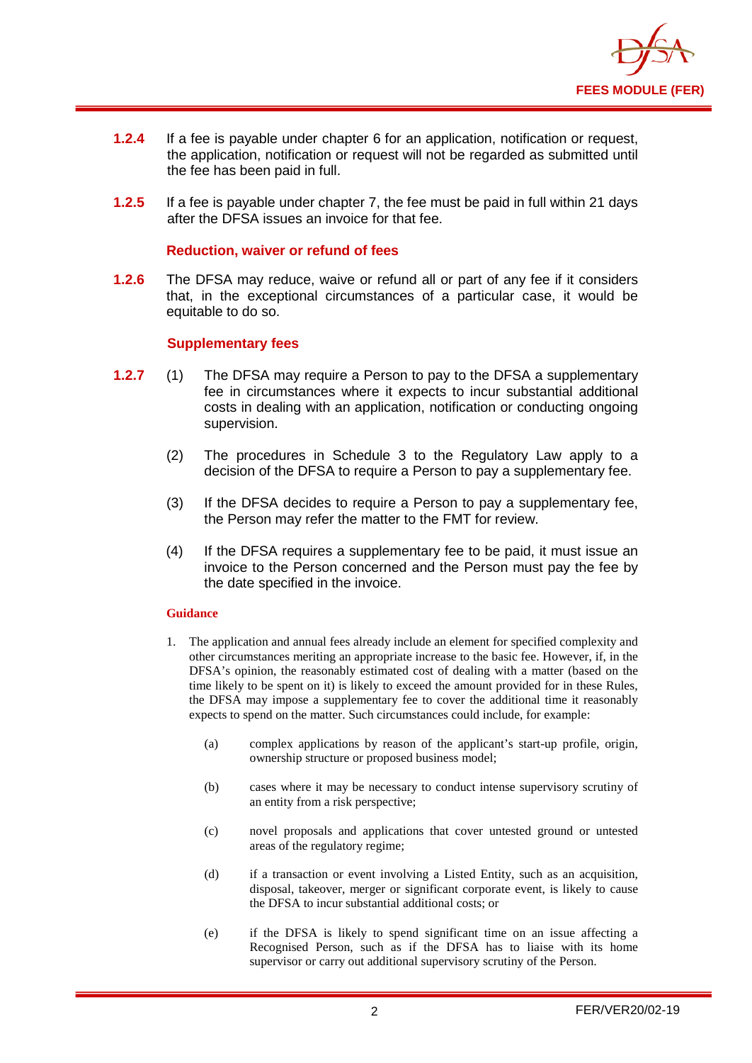**1.2.4** If a fee is payable under chapter 6 for an application, notification or request, the application, notification or request will not be regarded as submitted until the fee has been paid in full.

**1.2.5** If a fee is payable under chapter 7, the fee must be paid in full within 21 days after the DFSA issues an invoice for that fee.

### Reduction, waiver or refund of fees

**1.2.6** The DFSA may reduce, waive or refund all or part of any fee if it considers that, in the exceptional circumstances of a particular case, it would be equitable to do so.

### Supplementary fees

**1.2.7** (1) The DFSA may require a Person to pay to the DFSA a supplementary fee in circumstances where it expects to incur substantial additional costs in dealing with an application, notification or conducting ongoing supervision.

(2) The procedures in Schedule 3 to the Regulatory Law apply to a decision of the DFSA to require a Person to pay a supplementary fee.

(3) If the DFSA decides to require a Person to pay a supplementary fee, the Person may refer the matter to the FMT for review.

(4) If the DFSA requires a supplementary fee to be paid, it must issue an invoice to the Person concerned and the Person must pay the fee by the date specified in the invoice.

**Guidance**

1. The application and annual fees already include an element for specified complexity and other circumstances meriting an appropriate increase to the basic fee. However, if, in the DFSA's opinion, the reasonably estimated cost of dealing with a matter (based on the time likely to be spent on it) is likely to exceed the amount provided for in these Rules, the DFSA may impose a supplementary fee to cover the additional time it reasonably expects to spend on the matter. Such circumstances could include, for example:

   (a) complex applications by reason of the applicant's start-up profile, origin, ownership structure or proposed business model;

   (b) cases where it may be necessary to conduct intense supervisory scrutiny of an entity from a risk perspective;

   (c) novel proposals and applications that cover untested ground or untested areas of the regulatory regime;

   (d) if a transaction or event involving a Listed Entity, such as an acquisition, disposal, takeover, merger or significant corporate event, is likely to cause the DFSA to incur substantial additional costs; or

   (e) if the DFSA is likely to spend significant time on an issue affecting a Recognised Person, such as if the DFSA has to liaise with its home supervisor or carry out additional supervisory scrutiny of the Person.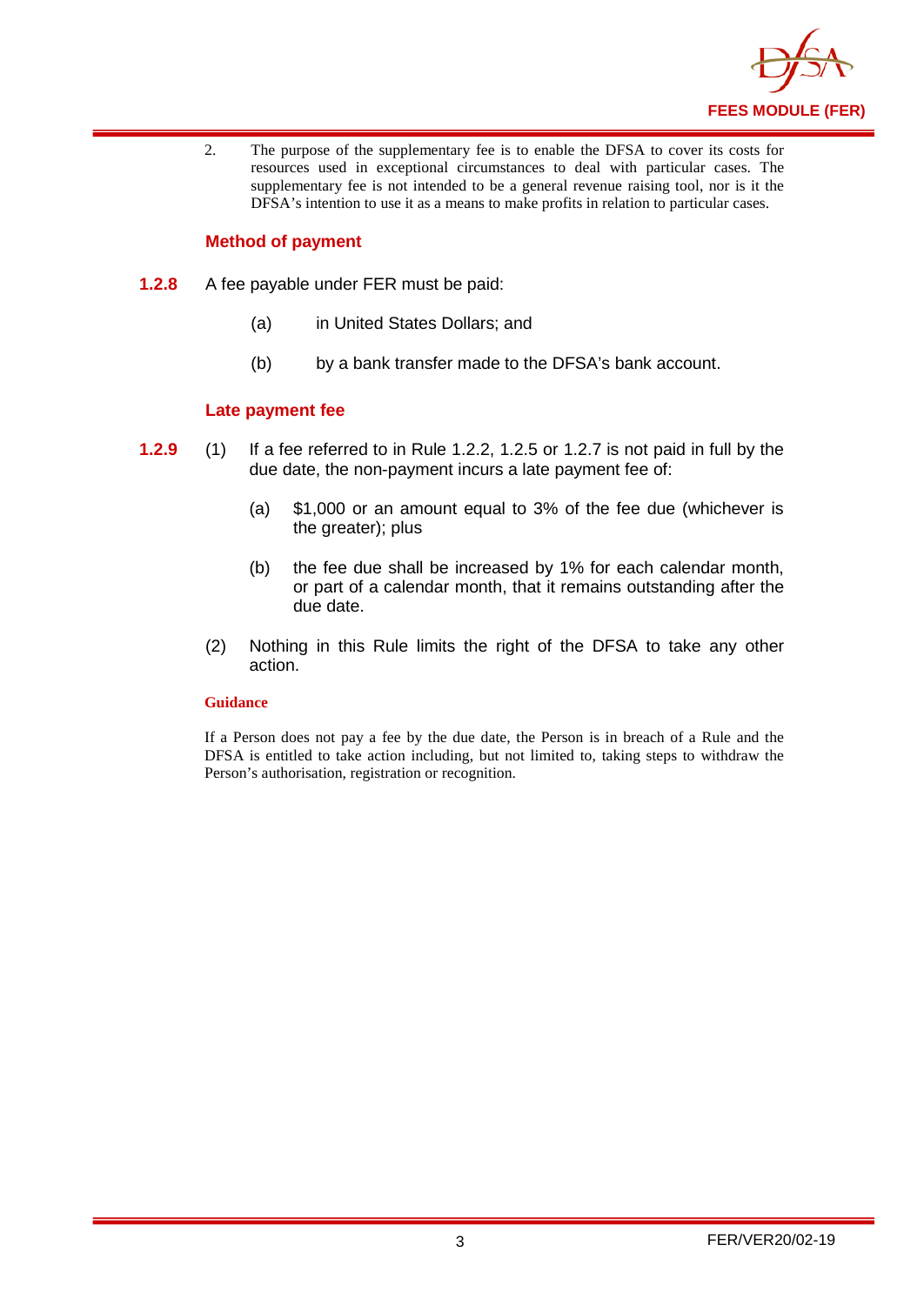2. The purpose of the supplementary fee is to enable the DFSA to cover its costs for resources used in exceptional circumstances to deal with particular cases. The supplementary fee is not intended to be a general revenue raising tool, nor is it the DFSA's intention to use it as a means to make profits in relation to particular cases.

### Method of payment

**1.2.8** A fee payable under FER must be paid:

(a) in United States Dollars; and

(b) by a bank transfer made to the DFSA's bank account.

### Late payment fee

**1.2.9** (1) If a fee referred to in Rule 1.2.2, 1.2.5 or 1.2.7 is not paid in full by the due date, the non-payment incurs a late payment fee of:

(a) $1,000 or an amount equal to 3% of the fee due (whichever is the greater); plus

(b) the fee due shall be increased by 1% for each calendar month, or part of a calendar month, that it remains outstanding after the due date.

(2) Nothing in this Rule limits the right of the DFSA to take any other action.

**Guidance**

If a Person does not pay a fee by the due date, the Person is in breach of a Rule and the DFSA is entitled to take action including, but not limited to, taking steps to withdraw the Person's authorisation, registration or recognition.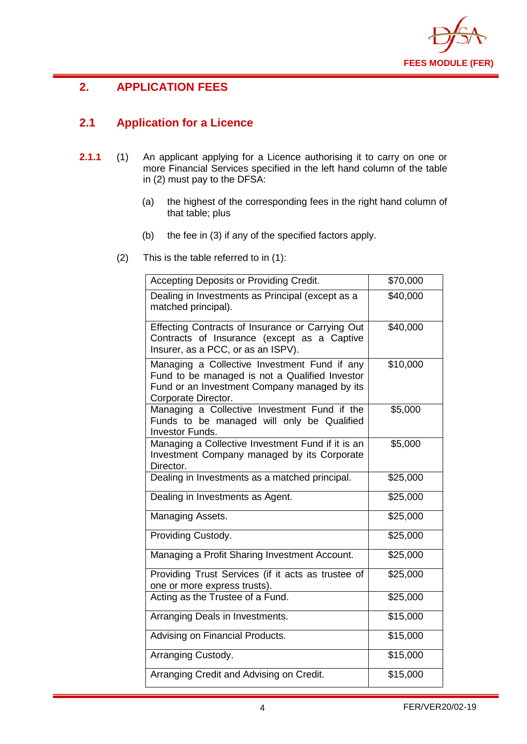## 2. APPLICATION FEES

### 2.1 Application for a Licence

**2.1.1** (1) An applicant applying for a Licence authorising it to carry on one or more Financial Services specified in the left hand column of the table in (2) must pay to the DFSA:

(a) the highest of the corresponding fees in the right hand column of that table; plus

(b) the fee in (3) if any of the specified factors apply.

(2) This is the table referred to in (1):

| | |
|---|---|
| Accepting Deposits or Providing Credit. | $70,000 |
| Dealing in Investments as Principal (except as a matched principal). | $40,000 |
| Effecting Contracts of Insurance or Carrying Out Contracts of Insurance (except as a Captive Insurer, as a PCC, or as an ISPV). | $40,000 |
| Managing a Collective Investment Fund if any Fund to be managed is not a Qualified Investor Fund or an Investment Company managed by its Corporate Director. | $10,000 |
| Managing a Collective Investment Fund if the Funds to be managed will only be Qualified Investor Funds. | $5,000 |
| Managing a Collective Investment Fund if it is an Investment Company managed by its Corporate Director. | $5,000 |
| Dealing in Investments as a matched principal. | $25,000 |
| Dealing in Investments as Agent. | $25,000 |
| Managing Assets. | $25,000 |
| Providing Custody. | $25,000 |
| Managing a Profit Sharing Investment Account. | $25,000 |
| Providing Trust Services (if it acts as trustee of one or more express trusts). | $25,000 |
| Acting as the Trustee of a Fund. | $25,000 |
| Arranging Deals in Investments. | $15,000 |
| Advising on Financial Products. | $15,000 |
| Arranging Custody. | $15,000 |
| Arranging Credit and Advising on Credit. | $15,000 |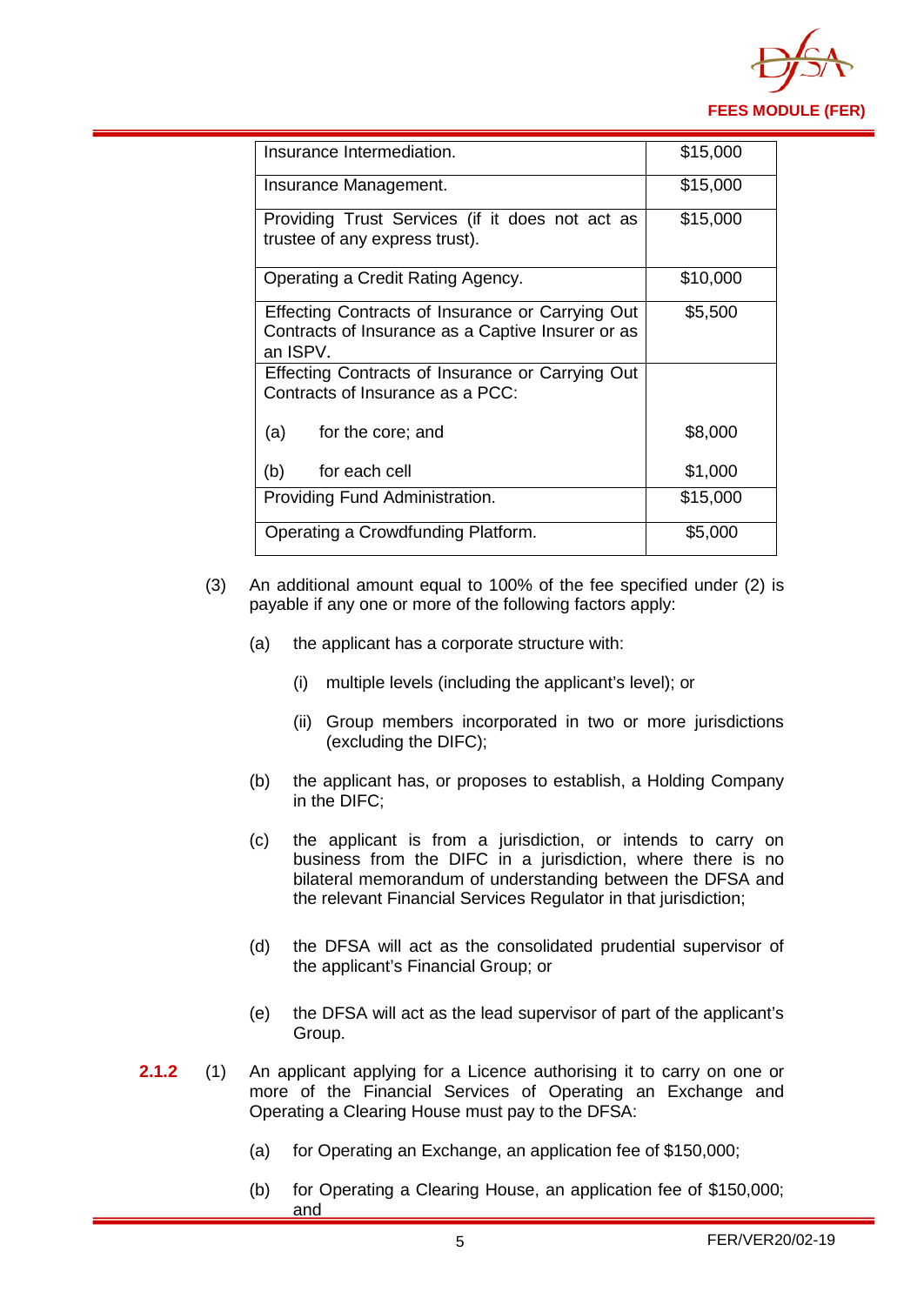| | |
|---|---|
| Insurance Intermediation. | $15,000 |
| Insurance Management. | $15,000 |
| Providing Trust Services (if it does not act as trustee of any express trust). | $15,000 |
| Operating a Credit Rating Agency. | $10,000 |
| Effecting Contracts of Insurance or Carrying Out Contracts of Insurance as a Captive Insurer or as an ISPV. | $5,500 |
| Effecting Contracts of Insurance or Carrying Out Contracts of Insurance as a PCC: | |
| (a) for the core; and | $8,000 |
| (b) for each cell | $1,000 |
| Providing Fund Administration. | $15,000 |
| Operating a Crowdfunding Platform. | $5,000 |

(3) An additional amount equal to 100% of the fee specified under (2) is payable if any one or more of the following factors apply:

(a) the applicant has a corporate structure with:

(i) multiple levels (including the applicant's level); or

(ii) Group members incorporated in two or more jurisdictions (excluding the DIFC);

(b) the applicant has, or proposes to establish, a Holding Company in the DIFC;

(c) the applicant is from a jurisdiction, or intends to carry on business from the DIFC in a jurisdiction, where there is no bilateral memorandum of understanding between the DFSA and the relevant Financial Services Regulator in that jurisdiction;

(d) the DFSA will act as the consolidated prudential supervisor of the applicant's Financial Group; or

(e) the DFSA will act as the lead supervisor of part of the applicant's Group.

**2.1.2** (1) An applicant applying for a Licence authorising it to carry on one or more of the Financial Services of Operating an Exchange and Operating a Clearing House must pay to the DFSA:

(a) for Operating an Exchange, an application fee of $150,000;

(b) for Operating a Clearing House, an application fee of $150,000; and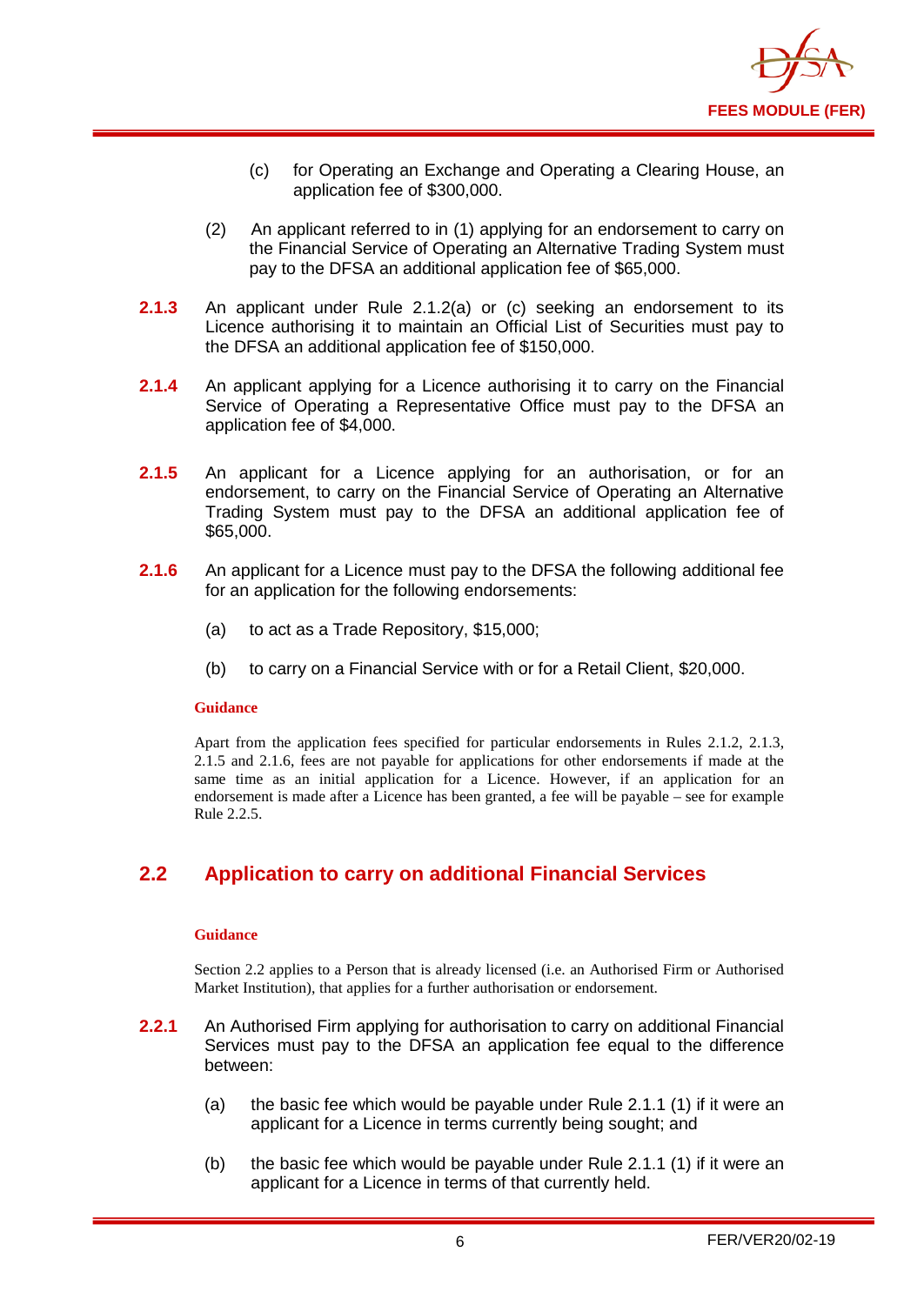(c) for Operating an Exchange and Operating a Clearing House, an application fee of $300,000.

(2) An applicant referred to in (1) applying for an endorsement to carry on the Financial Service of Operating an Alternative Trading System must pay to the DFSA an additional application fee of $65,000.

**2.1.3** An applicant under Rule 2.1.2(a) or (c) seeking an endorsement to its Licence authorising it to maintain an Official List of Securities must pay to the DFSA an additional application fee of $150,000.

**2.1.4** An applicant applying for a Licence authorising it to carry on the Financial Service of Operating a Representative Office must pay to the DFSA an application fee of $4,000.

**2.1.5** An applicant for a Licence applying for an authorisation, or for an endorsement, to carry on the Financial Service of Operating an Alternative Trading System must pay to the DFSA an additional application fee of $65,000.

**2.1.6** An applicant for a Licence must pay to the DFSA the following additional fee for an application for the following endorsements:

(a) to act as a Trade Repository, $15,000;

(b) to carry on a Financial Service with or for a Retail Client, $20,000.

**Guidance**

Apart from the application fees specified for particular endorsements in Rules 2.1.2, 2.1.3, 2.1.5 and 2.1.6, fees are not payable for applications for other endorsements if made at the same time as an initial application for a Licence. However, if an application for an endorsement is made after a Licence has been granted, a fee will be payable – see for example Rule 2.2.5.

## 2.2 Application to carry on additional Financial Services

**Guidance**

Section 2.2 applies to a Person that is already licensed (i.e. an Authorised Firm or Authorised Market Institution), that applies for a further authorisation or endorsement.

**2.2.1** An Authorised Firm applying for authorisation to carry on additional Financial Services must pay to the DFSA an application fee equal to the difference between:

(a) the basic fee which would be payable under Rule 2.1.1 (1) if it were an applicant for a Licence in terms currently being sought; and

(b) the basic fee which would be payable under Rule 2.1.1 (1) if it were an applicant for a Licence in terms of that currently held.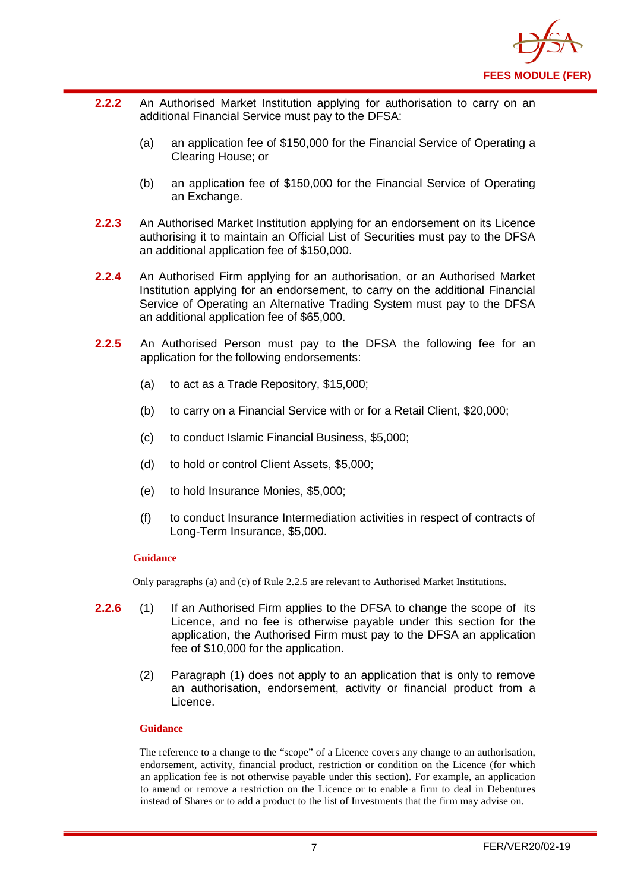**2.2.2** An Authorised Market Institution applying for authorisation to carry on an additional Financial Service must pay to the DFSA:

(a) an application fee of $150,000 for the Financial Service of Operating a Clearing House; or

(b) an application fee of $150,000 for the Financial Service of Operating an Exchange.

**2.2.3** An Authorised Market Institution applying for an endorsement on its Licence authorising it to maintain an Official List of Securities must pay to the DFSA an additional application fee of $150,000.

**2.2.4** An Authorised Firm applying for an authorisation, or an Authorised Market Institution applying for an endorsement, to carry on the additional Financial Service of Operating an Alternative Trading System must pay to the DFSA an additional application fee of $65,000.

**2.2.5** An Authorised Person must pay to the DFSA the following fee for an application for the following endorsements:

(a) to act as a Trade Repository, $15,000;

(b) to carry on a Financial Service with or for a Retail Client, $20,000;

(c) to conduct Islamic Financial Business, $5,000;

(d) to hold or control Client Assets, $5,000;

(e) to hold Insurance Monies, $5,000;

(f) to conduct Insurance Intermediation activities in respect of contracts of Long-Term Insurance, $5,000.

**Guidance**

Only paragraphs (a) and (c) of Rule 2.2.5 are relevant to Authorised Market Institutions.

**2.2.6** (1) If an Authorised Firm applies to the DFSA to change the scope of its Licence, and no fee is otherwise payable under this section for the application, the Authorised Firm must pay to the DFSA an application fee of $10,000 for the application.

(2) Paragraph (1) does not apply to an application that is only to remove an authorisation, endorsement, activity or financial product from a Licence.

**Guidance**

The reference to a change to the "scope" of a Licence covers any change to an authorisation, endorsement, activity, financial product, restriction or condition on the Licence (for which an application fee is not otherwise payable under this section). For example, an application to amend or remove a restriction on the Licence or to enable a firm to deal in Debentures instead of Shares or to add a product to the list of Investments that the firm may advise on.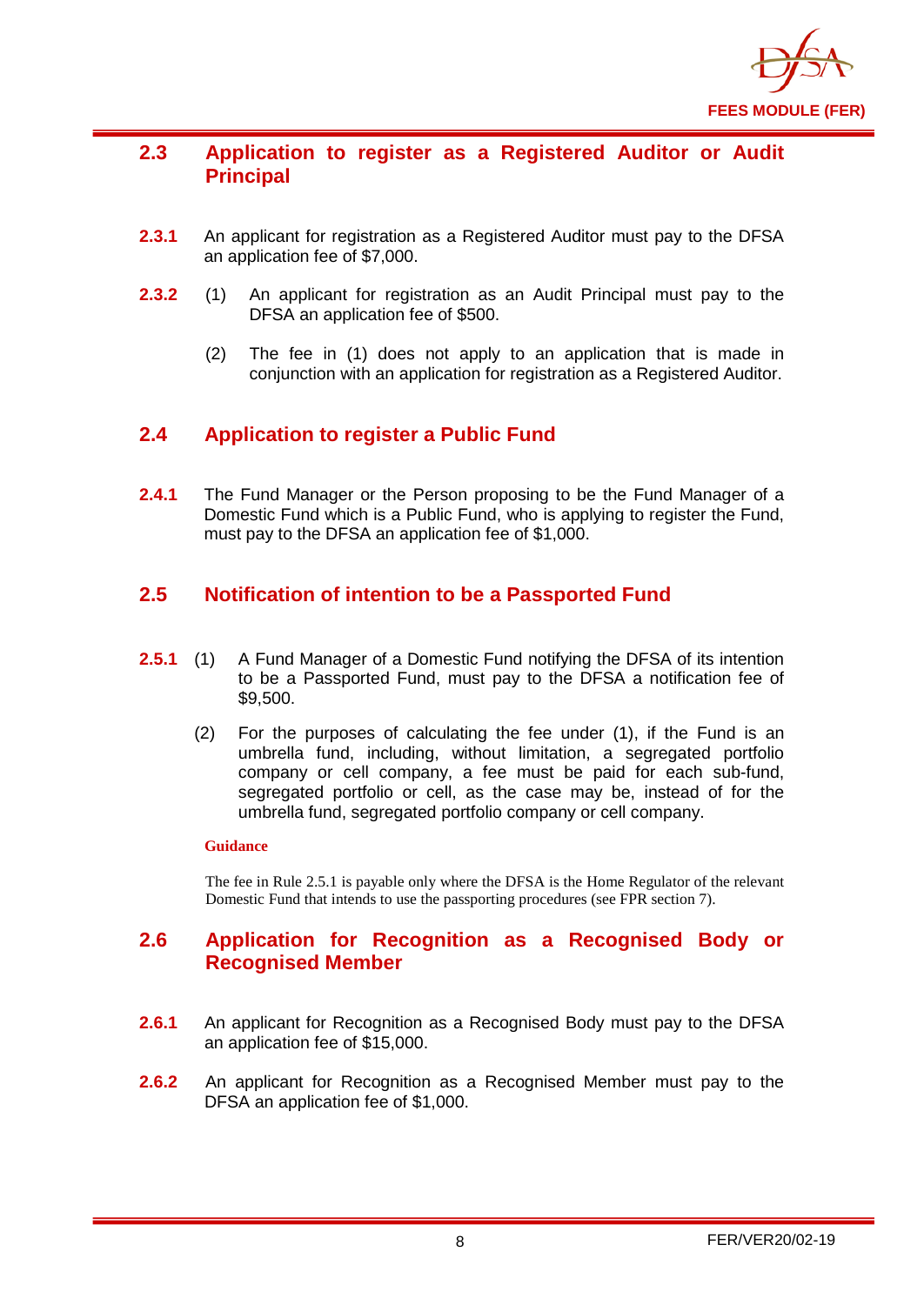## 2.3 Application to register as a Registered Auditor or Audit Principal

**2.3.1** An applicant for registration as a Registered Auditor must pay to the DFSA an application fee of $7,000.

**2.3.2** (1) An applicant for registration as an Audit Principal must pay to the DFSA an application fee of $500.

(2) The fee in (1) does not apply to an application that is made in conjunction with an application for registration as a Registered Auditor.

## 2.4 Application to register a Public Fund

**2.4.1** The Fund Manager or the Person proposing to be the Fund Manager of a Domestic Fund which is a Public Fund, who is applying to register the Fund, must pay to the DFSA an application fee of $1,000.

## 2.5 Notification of intention to be a Passported Fund

**2.5.1** (1) A Fund Manager of a Domestic Fund notifying the DFSA of its intention to be a Passported Fund, must pay to the DFSA a notification fee of $9,500.

(2) For the purposes of calculating the fee under (1), if the Fund is an umbrella fund, including, without limitation, a segregated portfolio company or cell company, a fee must be paid for each sub-fund, segregated portfolio or cell, as the case may be, instead of for the umbrella fund, segregated portfolio company or cell company.

**Guidance**

The fee in Rule 2.5.1 is payable only where the DFSA is the Home Regulator of the relevant Domestic Fund that intends to use the passporting procedures (see FPR section 7).

## 2.6 Application for Recognition as a Recognised Body or Recognised Member

**2.6.1** An applicant for Recognition as a Recognised Body must pay to the DFSA an application fee of $15,000.

**2.6.2** An applicant for Recognition as a Recognised Member must pay to the DFSA an application fee of $1,000.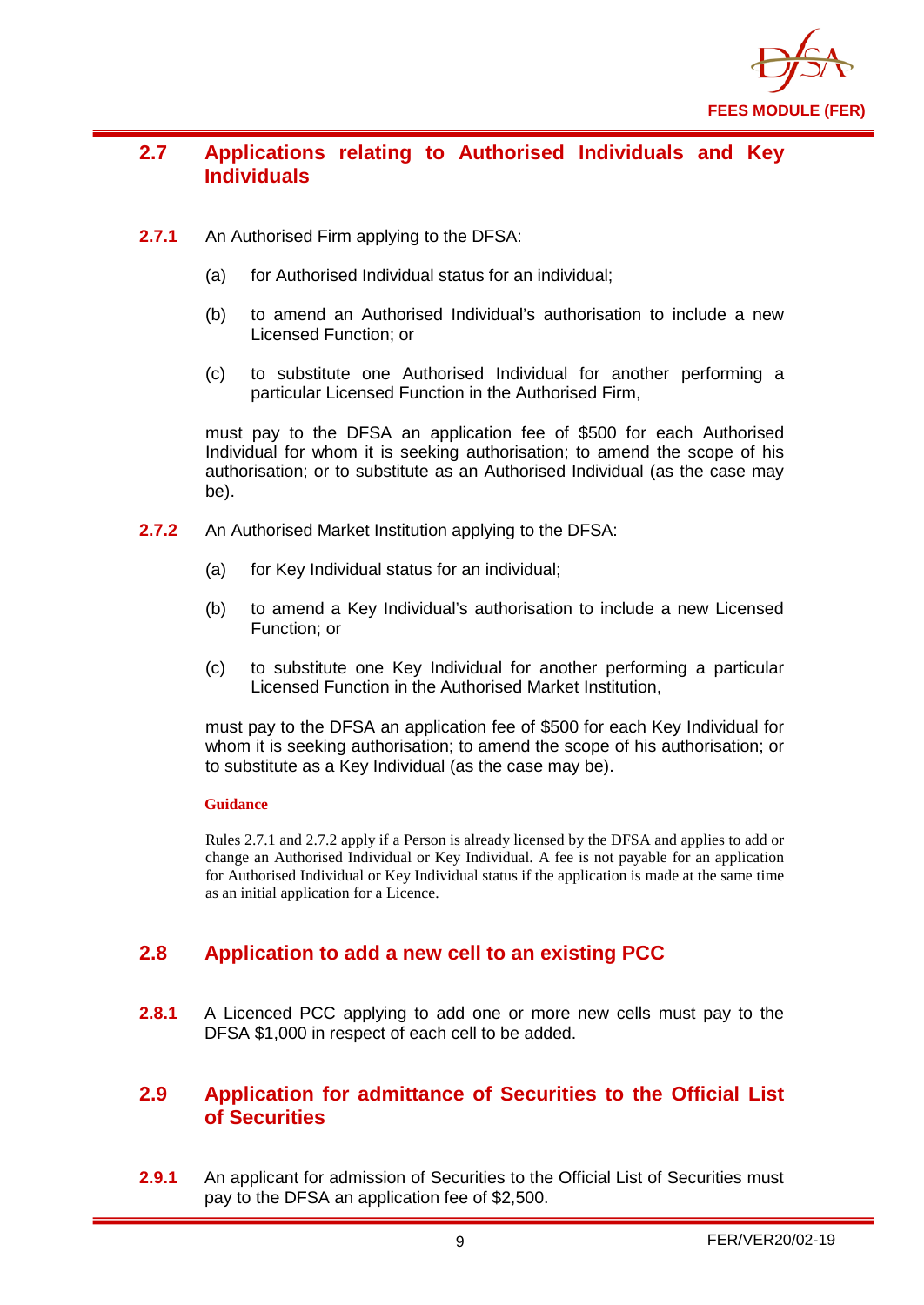## 2.7 Applications relating to Authorised Individuals and Key Individuals

**2.7.1** An Authorised Firm applying to the DFSA:

(a) for Authorised Individual status for an individual;

(b) to amend an Authorised Individual's authorisation to include a new Licensed Function; or

(c) to substitute one Authorised Individual for another performing a particular Licensed Function in the Authorised Firm,

must pay to the DFSA an application fee of $500 for each Authorised Individual for whom it is seeking authorisation; to amend the scope of his authorisation; or to substitute as an Authorised Individual (as the case may be).

**2.7.2** An Authorised Market Institution applying to the DFSA:

(a) for Key Individual status for an individual;

(b) to amend a Key Individual's authorisation to include a new Licensed Function; or

(c) to substitute one Key Individual for another performing a particular Licensed Function in the Authorised Market Institution,

must pay to the DFSA an application fee of $500 for each Key Individual for whom it is seeking authorisation; to amend the scope of his authorisation; or to substitute as a Key Individual (as the case may be).

**Guidance**

Rules 2.7.1 and 2.7.2 apply if a Person is already licensed by the DFSA and applies to add or change an Authorised Individual or Key Individual. A fee is not payable for an application for Authorised Individual or Key Individual status if the application is made at the same time as an initial application for a Licence.

## 2.8 Application to add a new cell to an existing PCC

**2.8.1** A Licenced PCC applying to add one or more new cells must pay to the DFSA $1,000 in respect of each cell to be added.

## 2.9 Application for admittance of Securities to the Official List of Securities

**2.9.1** An applicant for admission of Securities to the Official List of Securities must pay to the DFSA an application fee of $2,500.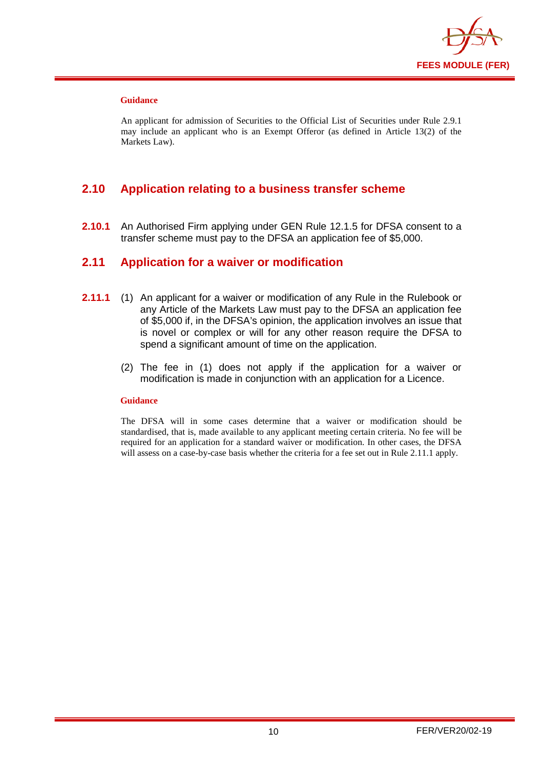**Guidance**

An applicant for admission of Securities to the Official List of Securities under Rule 2.9.1 may include an applicant who is an Exempt Offeror (as defined in Article 13(2) of the Markets Law).

## 2.10 Application relating to a business transfer scheme

**2.10.1** An Authorised Firm applying under GEN Rule 12.1.5 for DFSA consent to a transfer scheme must pay to the DFSA an application fee of $5,000.

## 2.11 Application for a waiver or modification

**2.11.1** (1) An applicant for a waiver or modification of any Rule in the Rulebook or any Article of the Markets Law must pay to the DFSA an application fee of $5,000 if, in the DFSA's opinion, the application involves an issue that is novel or complex or will for any other reason require the DFSA to spend a significant amount of time on the application.

(2) The fee in (1) does not apply if the application for a waiver or modification is made in conjunction with an application for a Licence.

**Guidance**

The DFSA will in some cases determine that a waiver or modification should be standardised, that is, made available to any applicant meeting certain criteria. No fee will be required for an application for a standard waiver or modification. In other cases, the DFSA will assess on a case-by-case basis whether the criteria for a fee set out in Rule 2.11.1 apply.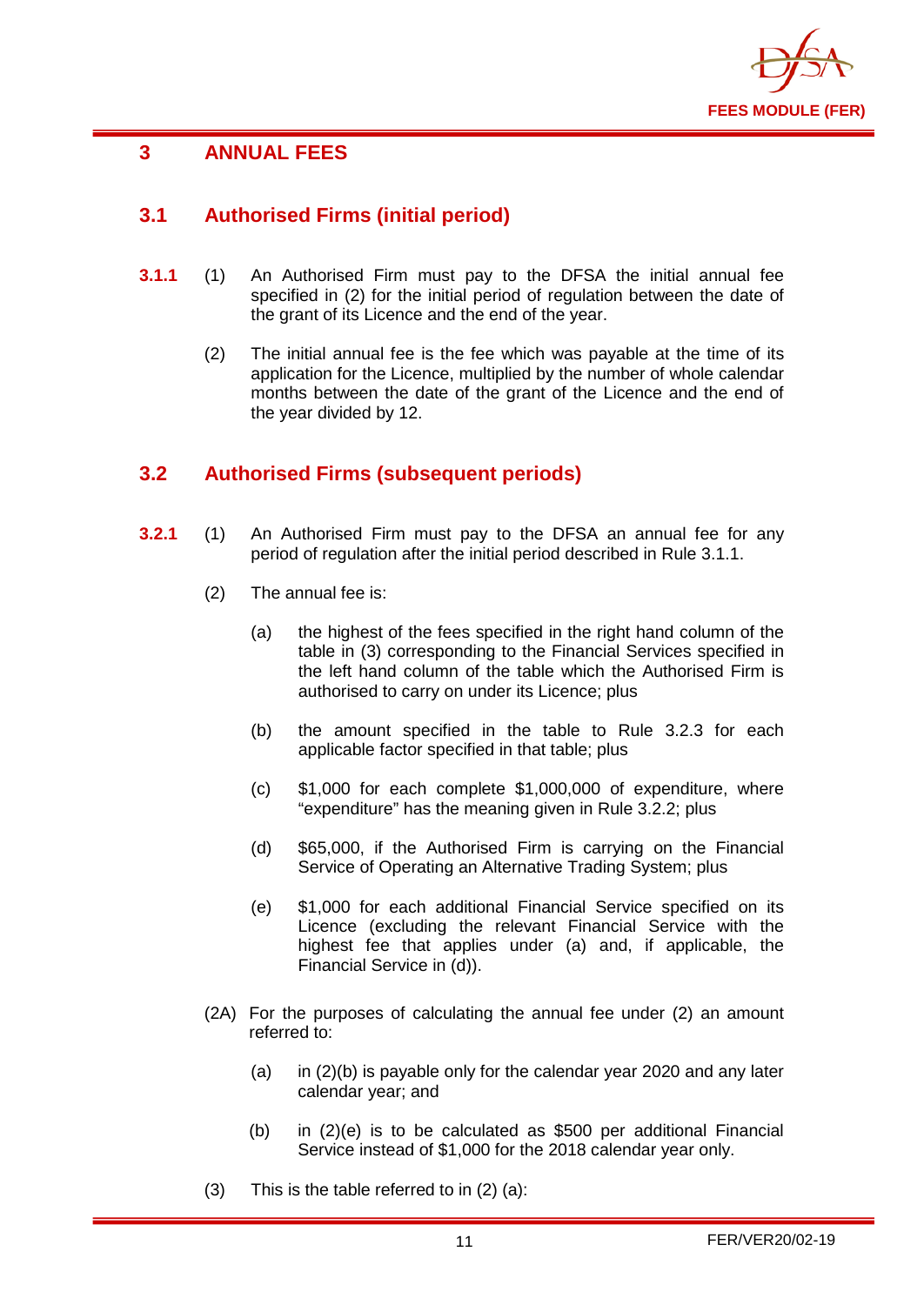# 3 ANNUAL FEES

## 3.1 Authorised Firms (initial period)

**3.1.1** (1) An Authorised Firm must pay to the DFSA the initial annual fee specified in (2) for the initial period of regulation between the date of the grant of its Licence and the end of the year.

(2) The initial annual fee is the fee which was payable at the time of its application for the Licence, multiplied by the number of whole calendar months between the date of the grant of the Licence and the end of the year divided by 12.

## 3.2 Authorised Firms (subsequent periods)

**3.2.1** (1) An Authorised Firm must pay to the DFSA an annual fee for any period of regulation after the initial period described in Rule 3.1.1.

(2) The annual fee is:

(a) the highest of the fees specified in the right hand column of the table in (3) corresponding to the Financial Services specified in the left hand column of the table which the Authorised Firm is authorised to carry on under its Licence; plus

(b) the amount specified in the table to Rule 3.2.3 for each applicable factor specified in that table; plus

(c) $1,000 for each complete $1,000,000 of expenditure, where "expenditure" has the meaning given in Rule 3.2.2; plus

(d) $65,000, if the Authorised Firm is carrying on the Financial Service of Operating an Alternative Trading System; plus

(e) $1,000 for each additional Financial Service specified on its Licence (excluding the relevant Financial Service with the highest fee that applies under (a) and, if applicable, the Financial Service in (d)).

(2A) For the purposes of calculating the annual fee under (2) an amount referred to:

(a) in (2)(b) is payable only for the calendar year 2020 and any later calendar year; and

(b) in (2)(e) is to be calculated as $500 per additional Financial Service instead of $1,000 for the 2018 calendar year only.

(3) This is the table referred to in (2) (a):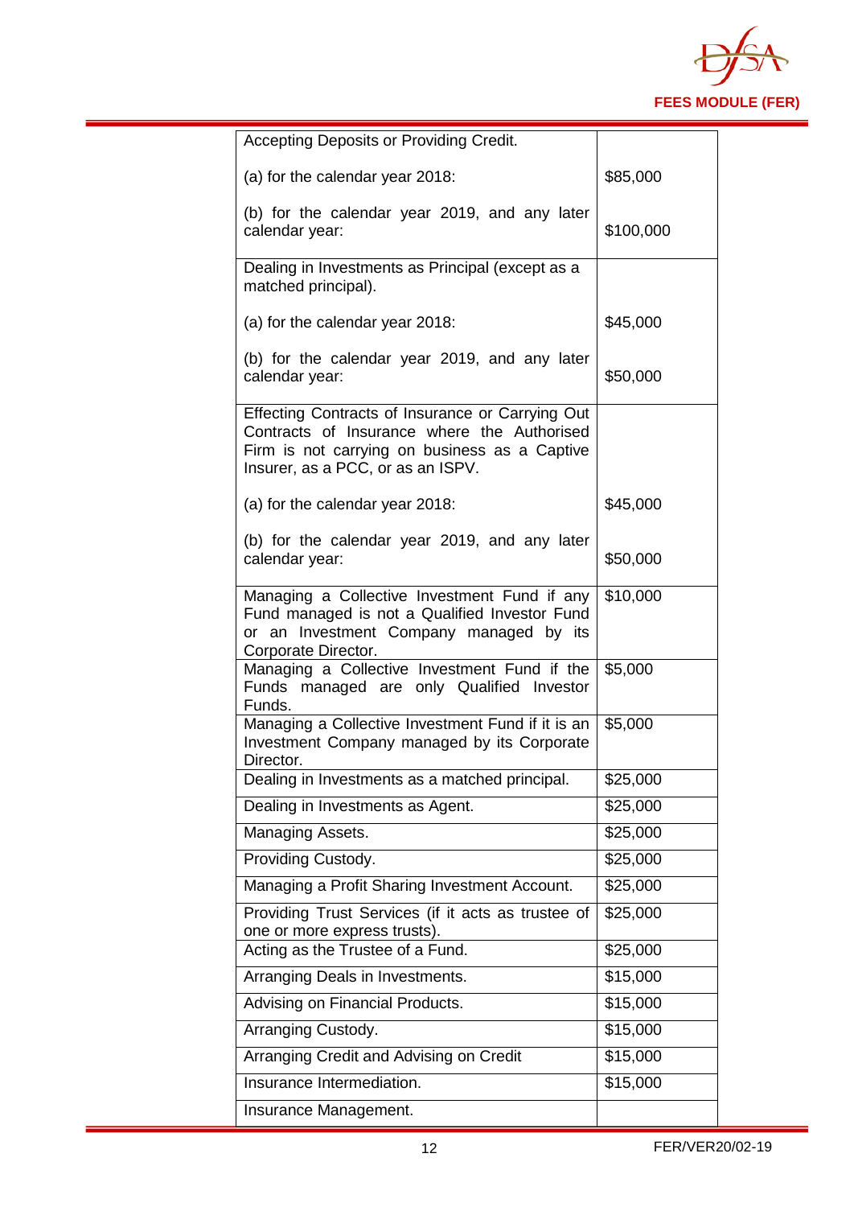| | |
|---|---|
| Accepting Deposits or Providing Credit.<br><br>(a) for the calendar year 2018:<br><br>(b) for the calendar year 2019, and any later calendar year: | <br><br>$85,000<br><br>$100,000 |
| Dealing in Investments as Principal (except as a matched principal).<br><br>(a) for the calendar year 2018:<br><br>(b) for the calendar year 2019, and any later calendar year: | <br><br>$45,000<br><br>$50,000 |
| Effecting Contracts of Insurance or Carrying Out Contracts of Insurance where the Authorised Firm is not carrying on business as a Captive Insurer, as a PCC, or as an ISPV.<br><br>(a) for the calendar year 2018:<br><br>(b) for the calendar year 2019, and any later calendar year: | <br><br>$45,000<br><br>$50,000 |
| Managing a Collective Investment Fund if any Fund managed is not a Qualified Investor Fund or an Investment Company managed by its Corporate Director. | $10,000 |
| Managing a Collective Investment Fund if the Funds managed are only Qualified Investor Funds. | $5,000 |
| Managing a Collective Investment Fund if it is an Investment Company managed by its Corporate Director. | $5,000 |
| Dealing in Investments as a matched principal. | $25,000 |
| Dealing in Investments as Agent. | $25,000 |
| Managing Assets. | $25,000 |
| Providing Custody. | $25,000 |
| Managing a Profit Sharing Investment Account. | $25,000 |
| Providing Trust Services (if it acts as trustee of one or more express trusts). | $25,000 |
| Acting as the Trustee of a Fund. | $25,000 |
| Arranging Deals in Investments. | $15,000 |
| Advising on Financial Products. | $15,000 |
| Arranging Custody. | $15,000 |
| Arranging Credit and Advising on Credit | $15,000 |
| Insurance Intermediation. | $15,000 |
| Insurance Management. | |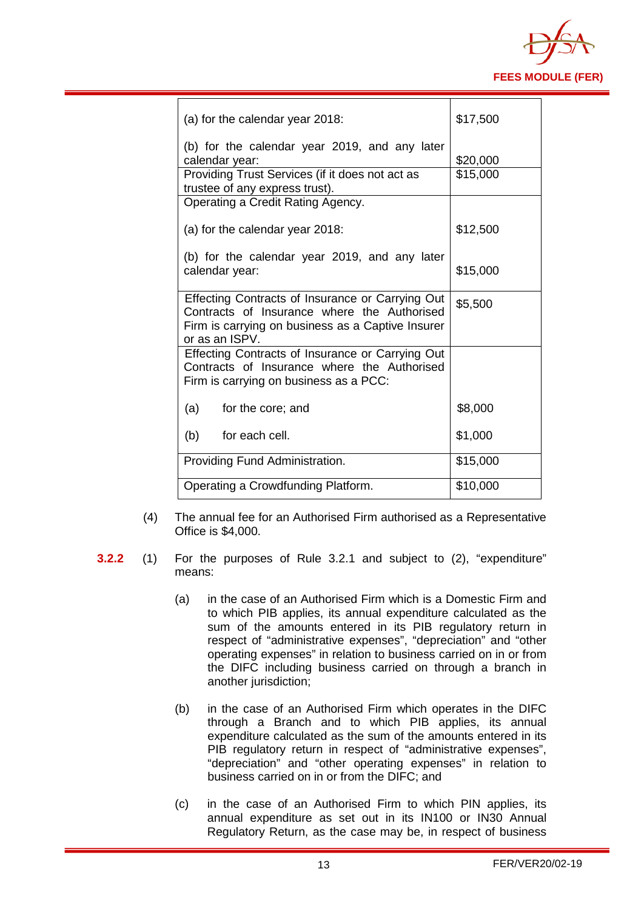| | |
|---|---|
| (a) for the calendar year 2018:<br><br>(b) for the calendar year 2019, and any later calendar year: | $17,500<br><br>$20,000 |
| Providing Trust Services (if it does not act as trustee of any express trust). | $15,000 |
| Operating a Credit Rating Agency.<br><br>(a) for the calendar year 2018:<br><br>(b) for the calendar year 2019, and any later calendar year: | <br><br>$12,500<br><br>$15,000 |
| Effecting Contracts of Insurance or Carrying Out Contracts of Insurance where the Authorised Firm is carrying on business as a Captive Insurer or as an ISPV. | $5,500 |
| Effecting Contracts of Insurance or Carrying Out Contracts of Insurance where the Authorised Firm is carrying on business as a PCC:<br><br>(a) for the core; and<br><br>(b) for each cell. | <br><br>$8,000<br><br>$1,000 |
| Providing Fund Administration. | $15,000 |
| Operating a Crowdfunding Platform. | $10,000 |

(4) The annual fee for an Authorised Firm authorised as a Representative Office is $4,000.

**3.2.2** (1) For the purposes of Rule 3.2.1 and subject to (2), "expenditure" means:

(a) in the case of an Authorised Firm which is a Domestic Firm and to which PIB applies, its annual expenditure calculated as the sum of the amounts entered in its PIB regulatory return in respect of "administrative expenses", "depreciation" and "other operating expenses" in relation to business carried on in or from the DIFC including business carried on through a branch in another jurisdiction;

(b) in the case of an Authorised Firm which operates in the DIFC through a Branch and to which PIB applies, its annual expenditure calculated as the sum of the amounts entered in its PIB regulatory return in respect of "administrative expenses", "depreciation" and "other operating expenses" in relation to business carried on in or from the DIFC; and

(c) in the case of an Authorised Firm to which PIN applies, its annual expenditure as set out in its IN100 or IN30 Annual Regulatory Return, as the case may be, in respect of business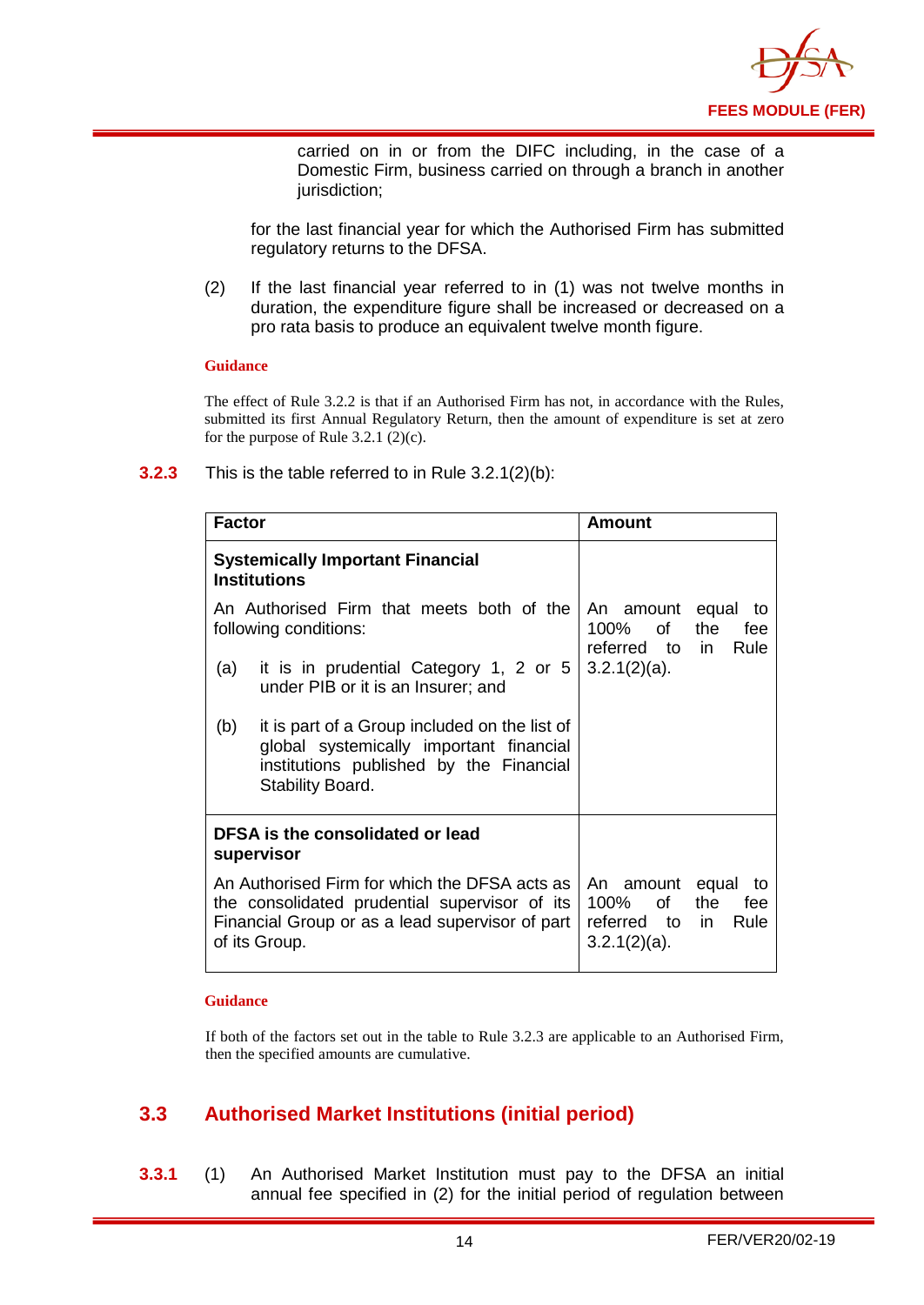carried on in or from the DIFC including, in the case of a Domestic Firm, business carried on through a branch in another jurisdiction;

for the last financial year for which the Authorised Firm has submitted regulatory returns to the DFSA.

(2) If the last financial year referred to in (1) was not twelve months in duration, the expenditure figure shall be increased or decreased on a pro rata basis to produce an equivalent twelve month figure.

**Guidance**

The effect of Rule 3.2.2 is that if an Authorised Firm has not, in accordance with the Rules, submitted its first Annual Regulatory Return, then the amount of expenditure is set at zero for the purpose of Rule 3.2.1 (2)(c).

**3.2.3** This is the table referred to in Rule 3.2.1(2)(b):

| Factor | Amount |
|---|---|
| **Systemically Important Financial Institutions**<br><br>An Authorised Firm that meets both of the following conditions:<br><br>(a) it is in prudential Category 1, 2 or 5 under PIB or it is an Insurer; and<br><br>(b) it is part of a Group included on the list of global systemically important financial institutions published by the Financial Stability Board. | An amount equal to 100% of the fee referred to in Rule 3.2.1(2)(a). |
| **DFSA is the consolidated or lead supervisor**<br><br>An Authorised Firm for which the DFSA acts as the consolidated prudential supervisor of its Financial Group or as a lead supervisor of part of its Group. | An amount equal to 100% of the fee referred to in Rule 3.2.1(2)(a). |

**Guidance**

If both of the factors set out in the table to Rule 3.2.3 are applicable to an Authorised Firm, then the specified amounts are cumulative.

## 3.3 Authorised Market Institutions (initial period)

**3.3.1** (1) An Authorised Market Institution must pay to the DFSA an initial annual fee specified in (2) for the initial period of regulation between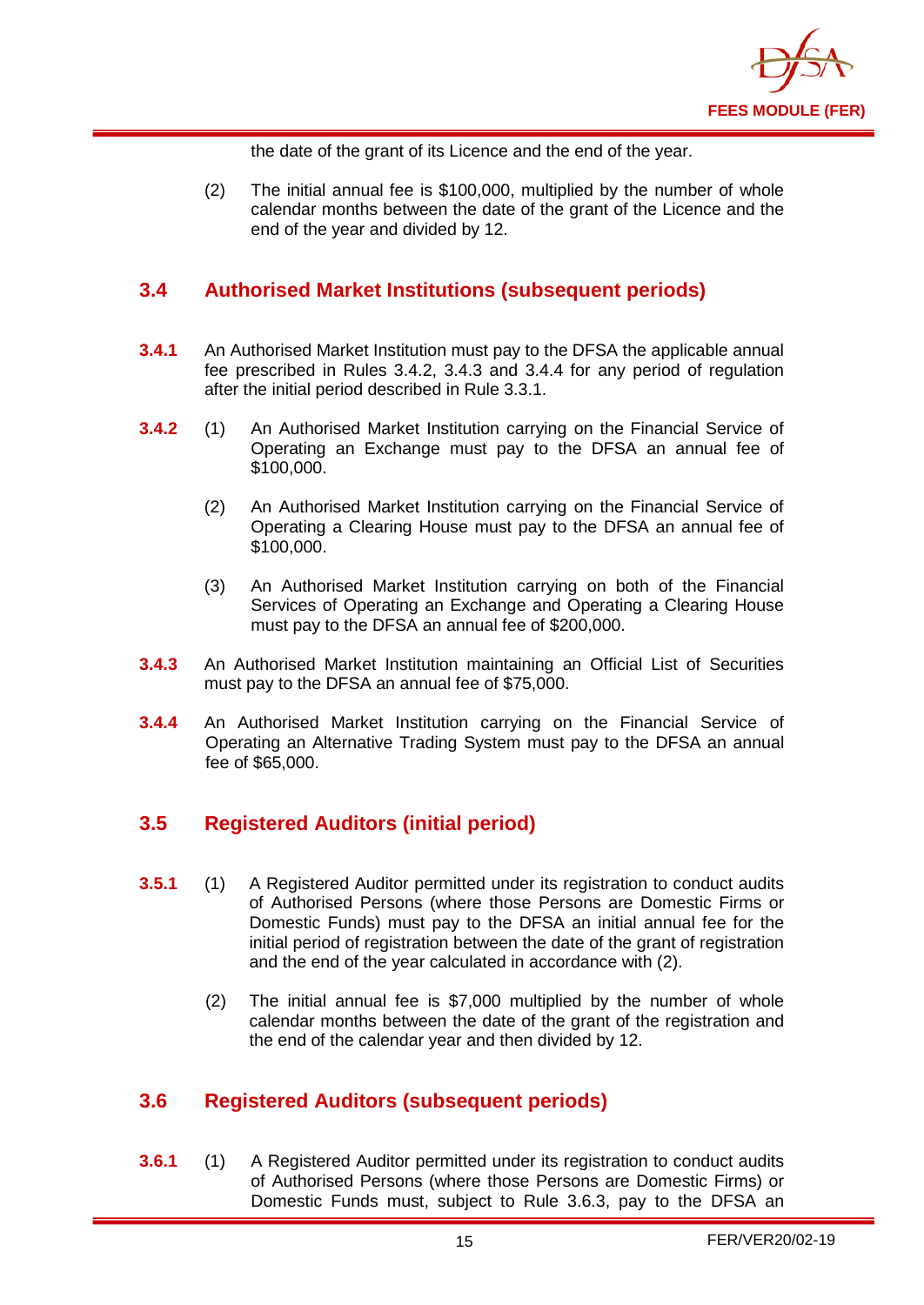the date of the grant of its Licence and the end of the year.

(2) The initial annual fee is $100,000, multiplied by the number of whole calendar months between the date of the grant of the Licence and the end of the year and divided by 12.

## 3.4 Authorised Market Institutions (subsequent periods)

**3.4.1** An Authorised Market Institution must pay to the DFSA the applicable annual fee prescribed in Rules 3.4.2, 3.4.3 and 3.4.4 for any period of regulation after the initial period described in Rule 3.3.1.

**3.4.2** (1) An Authorised Market Institution carrying on the Financial Service of Operating an Exchange must pay to the DFSA an annual fee of $100,000.

(2) An Authorised Market Institution carrying on the Financial Service of Operating a Clearing House must pay to the DFSA an annual fee of $100,000.

(3) An Authorised Market Institution carrying on both of the Financial Services of Operating an Exchange and Operating a Clearing House must pay to the DFSA an annual fee of $200,000.

**3.4.3** An Authorised Market Institution maintaining an Official List of Securities must pay to the DFSA an annual fee of $75,000.

**3.4.4** An Authorised Market Institution carrying on the Financial Service of Operating an Alternative Trading System must pay to the DFSA an annual fee of $65,000.

## 3.5 Registered Auditors (initial period)

**3.5.1** (1) A Registered Auditor permitted under its registration to conduct audits of Authorised Persons (where those Persons are Domestic Firms or Domestic Funds) must pay to the DFSA an initial annual fee for the initial period of registration between the date of the grant of registration and the end of the year calculated in accordance with (2).

(2) The initial annual fee is $7,000 multiplied by the number of whole calendar months between the date of the grant of the registration and the end of the calendar year and then divided by 12.

## 3.6 Registered Auditors (subsequent periods)

**3.6.1** (1) A Registered Auditor permitted under its registration to conduct audits of Authorised Persons (where those Persons are Domestic Firms) or Domestic Funds must, subject to Rule 3.6.3, pay to the DFSA an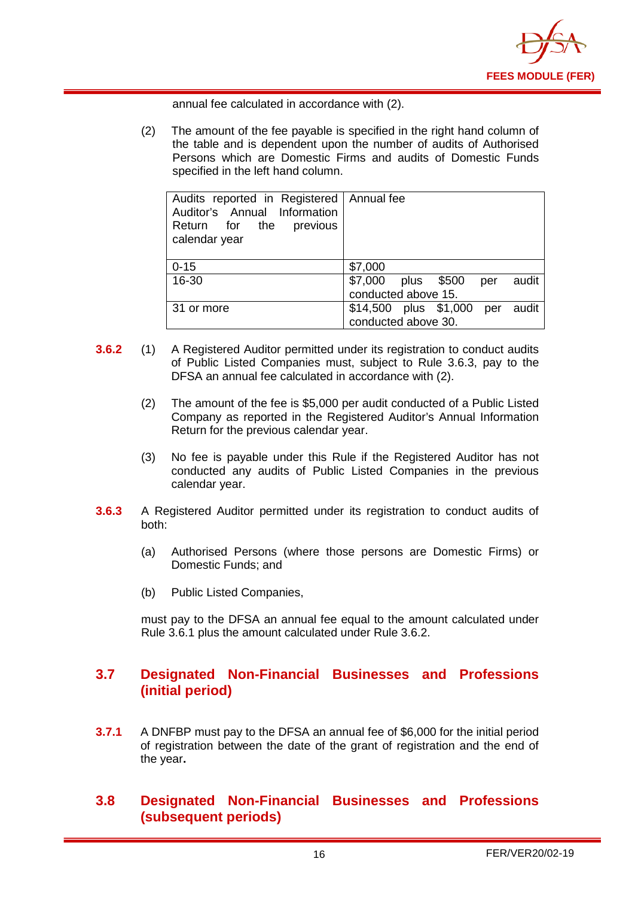annual fee calculated in accordance with (2).

(2) The amount of the fee payable is specified in the right hand column of the table and is dependent upon the number of audits of Authorised Persons which are Domestic Firms and audits of Domestic Funds specified in the left hand column.

| Audits reported in Registered Auditor's Annual Information Return for the previous calendar year | Annual fee |
|---|---|
| 0-15 | $7,000 |
| 16-30 | $7,000 plus $500 per audit conducted above 15. |
| 31 or more | $14,500 plus $1,000 per audit conducted above 30. |

**3.6.2** (1) A Registered Auditor permitted under its registration to conduct audits of Public Listed Companies must, subject to Rule 3.6.3, pay to the DFSA an annual fee calculated in accordance with (2).

(2) The amount of the fee is $5,000 per audit conducted of a Public Listed Company as reported in the Registered Auditor's Annual Information Return for the previous calendar year.

(3) No fee is payable under this Rule if the Registered Auditor has not conducted any audits of Public Listed Companies in the previous calendar year.

**3.6.3** A Registered Auditor permitted under its registration to conduct audits of both:

(a) Authorised Persons (where those persons are Domestic Firms) or Domestic Funds; and

(b) Public Listed Companies,

must pay to the DFSA an annual fee equal to the amount calculated under Rule 3.6.1 plus the amount calculated under Rule 3.6.2.

## 3.7 Designated Non-Financial Businesses and Professions (initial period)

**3.7.1** A DNFBP must pay to the DFSA an annual fee of $6,000 for the initial period of registration between the date of the grant of registration and the end of the year**.**

## 3.8 Designated Non-Financial Businesses and Professions (subsequent periods)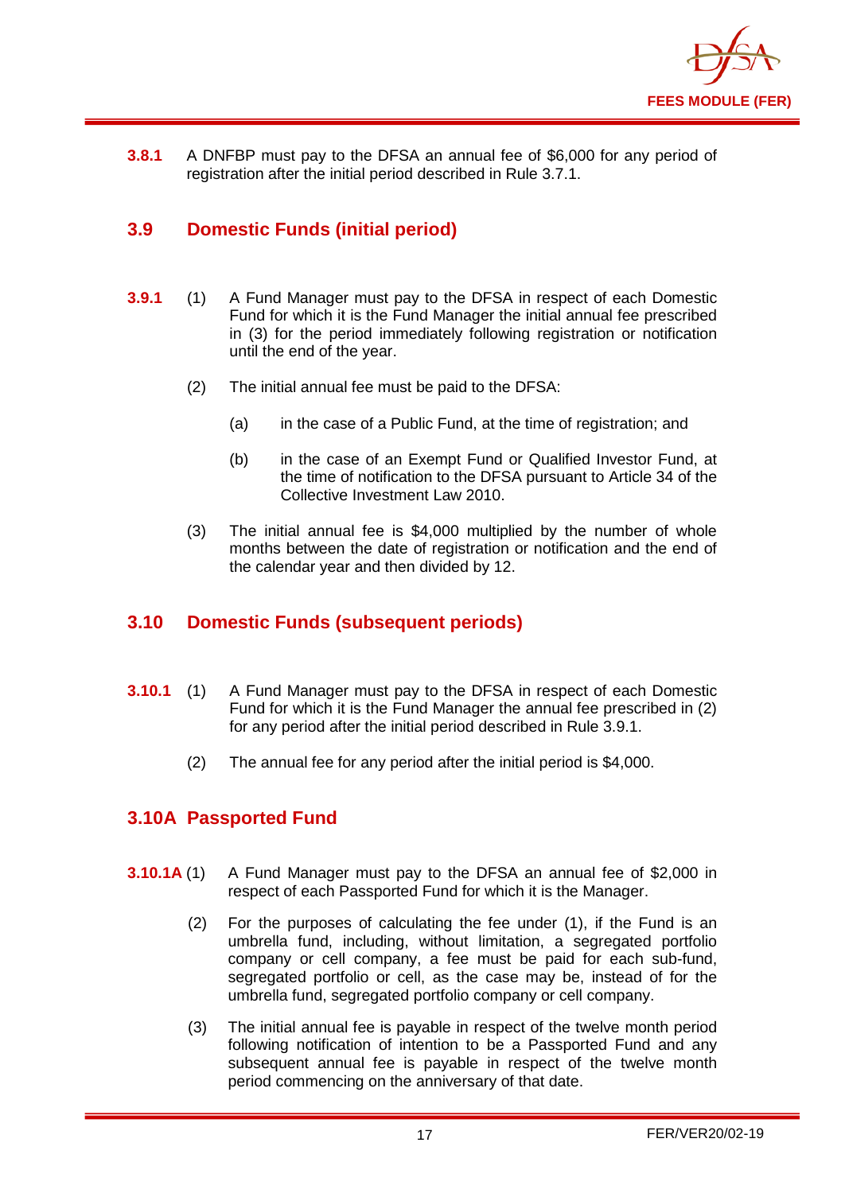**3.8.1** A DNFBP must pay to the DFSA an annual fee of $6,000 for any period of registration after the initial period described in Rule 3.7.1.

## 3.9 Domestic Funds (initial period)

**3.9.1** (1) A Fund Manager must pay to the DFSA in respect of each Domestic Fund for which it is the Fund Manager the initial annual fee prescribed in (3) for the period immediately following registration or notification until the end of the year.

(2) The initial annual fee must be paid to the DFSA:

(a) in the case of a Public Fund, at the time of registration; and

(b) in the case of an Exempt Fund or Qualified Investor Fund, at the time of notification to the DFSA pursuant to Article 34 of the Collective Investment Law 2010.

(3) The initial annual fee is $4,000 multiplied by the number of whole months between the date of registration or notification and the end of the calendar year and then divided by 12.

## 3.10 Domestic Funds (subsequent periods)

**3.10.1** (1) A Fund Manager must pay to the DFSA in respect of each Domestic Fund for which it is the Fund Manager the annual fee prescribed in (2) for any period after the initial period described in Rule 3.9.1.

(2) The annual fee for any period after the initial period is $4,000.

## 3.10A Passported Fund

**3.10.1A** (1) A Fund Manager must pay to the DFSA an annual fee of $2,000 in respect of each Passported Fund for which it is the Manager.

(2) For the purposes of calculating the fee under (1), if the Fund is an umbrella fund, including, without limitation, a segregated portfolio company or cell company, a fee must be paid for each sub-fund, segregated portfolio or cell, as the case may be, instead of for the umbrella fund, segregated portfolio company or cell company.

(3) The initial annual fee is payable in respect of the twelve month period following notification of intention to be a Passported Fund and any subsequent annual fee is payable in respect of the twelve month period commencing on the anniversary of that date.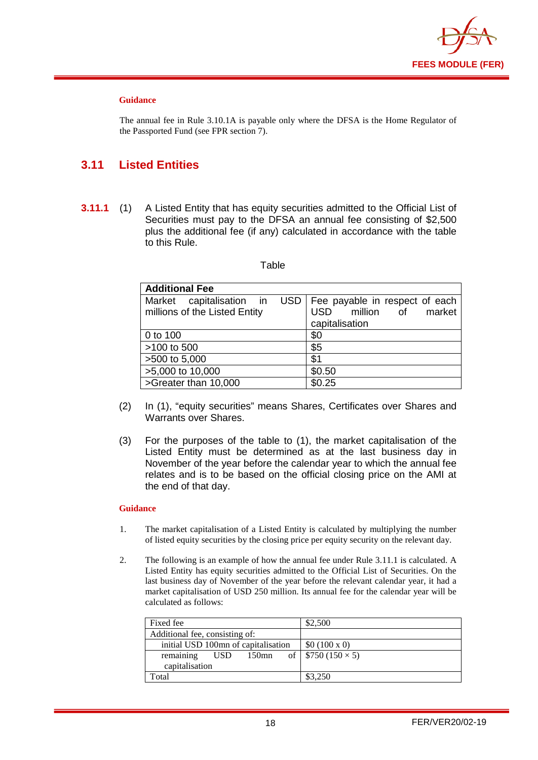**Guidance**

The annual fee in Rule 3.10.1A is payable only where the DFSA is the Home Regulator of the Passported Fund (see FPR section 7).

## 3.11 Listed Entities

**3.11.1** (1) A Listed Entity that has equity securities admitted to the Official List of Securities must pay to the DFSA an annual fee consisting of $2,500 plus the additional fee (if any) calculated in accordance with the table to this Rule.

Table

| **Additional Fee** | |
|---|---|
| Market capitalisation in USD millions of the Listed Entity | Fee payable in respect of each USD million of market capitalisation |
| 0 to 100 | $0 |
| >100 to 500 | $5 |
| >500 to 5,000 | $1 |
| >5,000 to 10,000 | $0.50 |
| >Greater than 10,000 | $0.25 |

(2) In (1), "equity securities" means Shares, Certificates over Shares and Warrants over Shares.

(3) For the purposes of the table to (1), the market capitalisation of the Listed Entity must be determined as at the last business day in November of the year before the calendar year to which the annual fee relates and is to be based on the official closing price on the AMI at the end of that day.

**Guidance**

1. The market capitalisation of a Listed Entity is calculated by multiplying the number of listed equity securities by the closing price per equity security on the relevant day.

2. The following is an example of how the annual fee under Rule 3.11.1 is calculated. A Listed Entity has equity securities admitted to the Official List of Securities. On the last business day of November of the year before the relevant calendar year, it had a market capitalisation of USD 250 million. Its annual fee for the calendar year will be calculated as follows:

| Fixed fee | $2,500 |
|---|---|
| Additional fee, consisting of: | |
| initial USD 100mn of capitalisation | $0 (100 x 0) |
| remaining USD 150mn of capitalisation | $750 (150 × 5) |
| Total | $3,250 |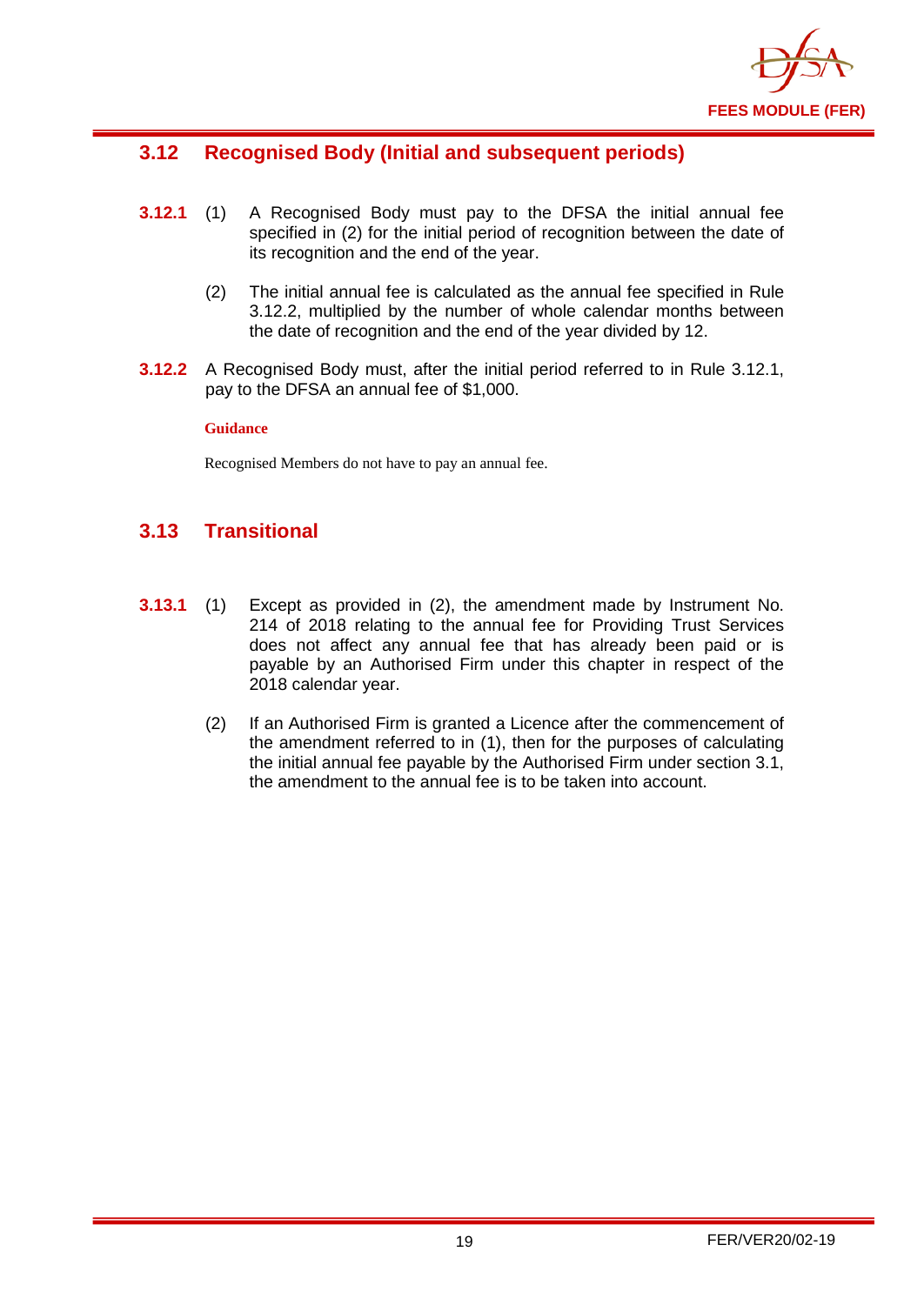## 3.12 Recognised Body (Initial and subsequent periods)

**3.12.1** (1) A Recognised Body must pay to the DFSA the initial annual fee specified in (2) for the initial period of recognition between the date of its recognition and the end of the year.

(2) The initial annual fee is calculated as the annual fee specified in Rule 3.12.2, multiplied by the number of whole calendar months between the date of recognition and the end of the year divided by 12.

**3.12.2** A Recognised Body must, after the initial period referred to in Rule 3.12.1, pay to the DFSA an annual fee of $1,000.

**Guidance**

Recognised Members do not have to pay an annual fee.

## 3.13 Transitional

**3.13.1** (1) Except as provided in (2), the amendment made by Instrument No. 214 of 2018 relating to the annual fee for Providing Trust Services does not affect any annual fee that has already been paid or is payable by an Authorised Firm under this chapter in respect of the 2018 calendar year.

(2) If an Authorised Firm is granted a Licence after the commencement of the amendment referred to in (1), then for the purposes of calculating the initial annual fee payable by the Authorised Firm under section 3.1, the amendment to the annual fee is to be taken into account.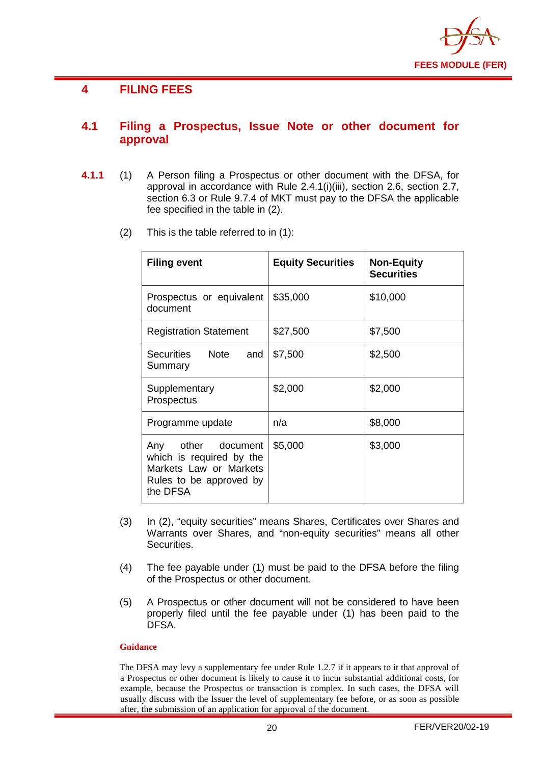## 4 FILING FEES

### 4.1 Filing a Prospectus, Issue Note or other document for approval

**4.1.1** (1) A Person filing a Prospectus or other document with the DFSA, for approval in accordance with Rule 2.4.1(i)(iii), section 2.6, section 2.7, section 6.3 or Rule 9.7.4 of MKT must pay to the DFSA the applicable fee specified in the table in (2).

(2) This is the table referred to in (1):

| Filing event | Equity Securities | Non-Equity Securities |
|---|---|---|
| Prospectus or equivalent document | $35,000 | $10,000 |
| Registration Statement | $27,500 | $7,500 |
| Securities Note and Summary | $7,500 | $2,500 |
| Supplementary Prospectus | $2,000 | $2,000 |
| Programme update | n/a | $8,000 |
| Any other document which is required by the Markets Law or Markets Rules to be approved by the DFSA | $5,000 | $3,000 |

(3) In (2), "equity securities" means Shares, Certificates over Shares and Warrants over Shares, and "non-equity securities" means all other Securities.

(4) The fee payable under (1) must be paid to the DFSA before the filing of the Prospectus or other document.

(5) A Prospectus or other document will not be considered to have been properly filed until the fee payable under (1) has been paid to the DFSA.

**Guidance**

The DFSA may levy a supplementary fee under Rule 1.2.7 if it appears to it that approval of a Prospectus or other document is likely to cause it to incur substantial additional costs, for example, because the Prospectus or transaction is complex. In such cases, the DFSA will usually discuss with the Issuer the level of supplementary fee before, or as soon as possible after, the submission of an application for approval of the document.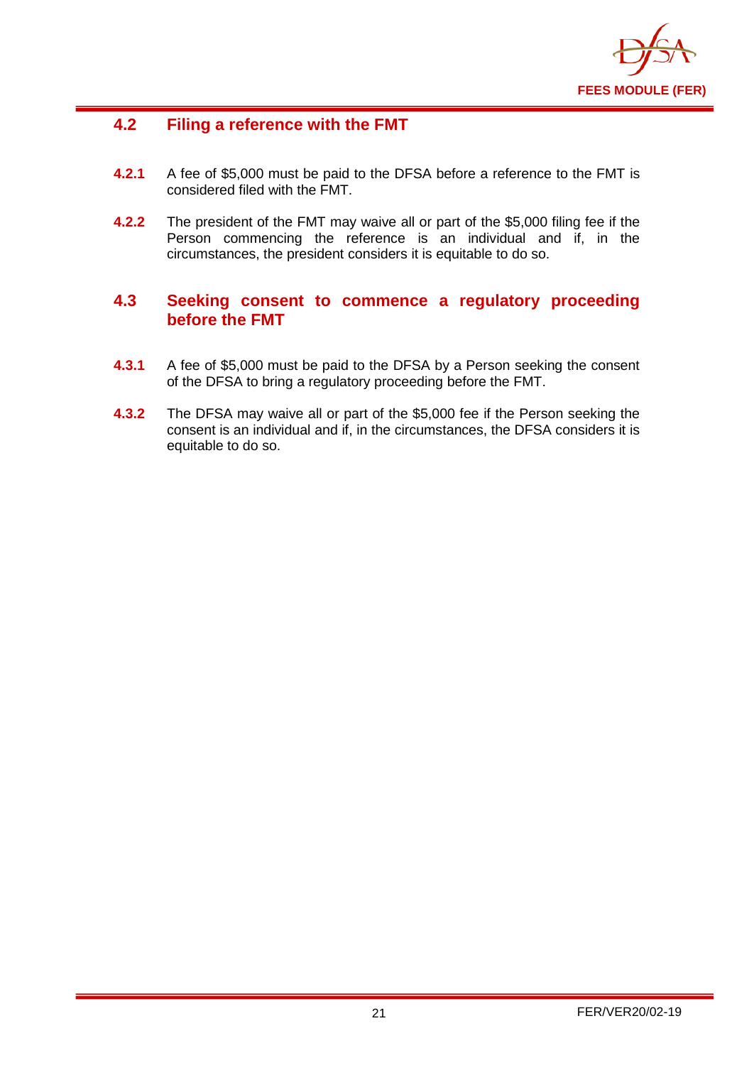## 4.2 Filing a reference with the FMT

**4.2.1** A fee of $5,000 must be paid to the DFSA before a reference to the FMT is considered filed with the FMT.

**4.2.2** The president of the FMT may waive all or part of the $5,000 filing fee if the Person commencing the reference is an individual and if, in the circumstances, the president considers it is equitable to do so.

## 4.3 Seeking consent to commence a regulatory proceeding before the FMT

**4.3.1** A fee of $5,000 must be paid to the DFSA by a Person seeking the consent of the DFSA to bring a regulatory proceeding before the FMT.

**4.3.2** The DFSA may waive all or part of the $5,000 fee if the Person seeking the consent is an individual and if, in the circumstances, the DFSA considers it is equitable to do so.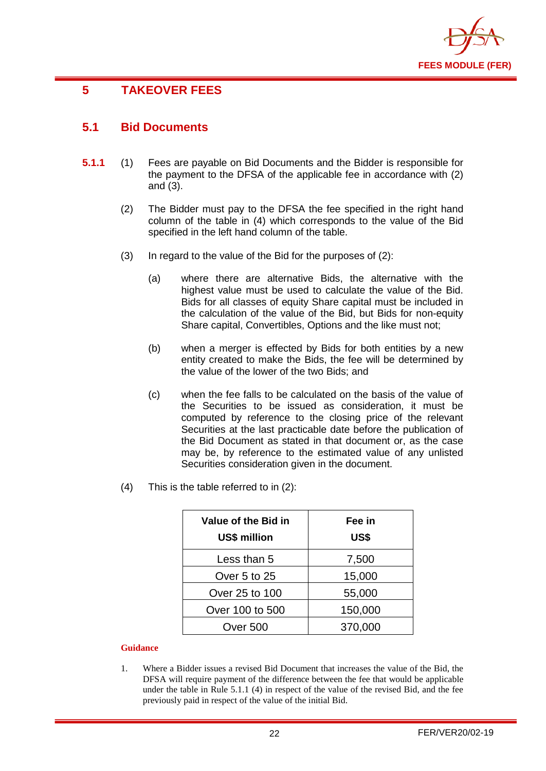# 5 TAKEOVER FEES

## 5.1 Bid Documents

**5.1.1** (1) Fees are payable on Bid Documents and the Bidder is responsible for the payment to the DFSA of the applicable fee in accordance with (2) and (3).

(2) The Bidder must pay to the DFSA the fee specified in the right hand column of the table in (4) which corresponds to the value of the Bid specified in the left hand column of the table.

(3) In regard to the value of the Bid for the purposes of (2):

(a) where there are alternative Bids, the alternative with the highest value must be used to calculate the value of the Bid. Bids for all classes of equity Share capital must be included in the calculation of the value of the Bid, but Bids for non-equity Share capital, Convertibles, Options and the like must not;

(b) when a merger is effected by Bids for both entities by a new entity created to make the Bids, the fee will be determined by the value of the lower of the two Bids; and

(c) when the fee falls to be calculated on the basis of the value of the Securities to be issued as consideration, it must be computed by reference to the closing price of the relevant Securities at the last practicable date before the publication of the Bid Document as stated in that document or, as the case may be, by reference to the estimated value of any unlisted Securities consideration given in the document.

(4) This is the table referred to in (2):

| Value of the Bid in US$ million | Fee in US$ |
|---|---|
| Less than 5 | 7,500 |
| Over 5 to 25 | 15,000 |
| Over 25 to 100 | 55,000 |
| Over 100 to 500 | 150,000 |
| Over 500 | 370,000 |

**Guidance**

1. Where a Bidder issues a revised Bid Document that increases the value of the Bid, the DFSA will require payment of the difference between the fee that would be applicable under the table in Rule 5.1.1 (4) in respect of the value of the revised Bid, and the fee previously paid in respect of the value of the initial Bid.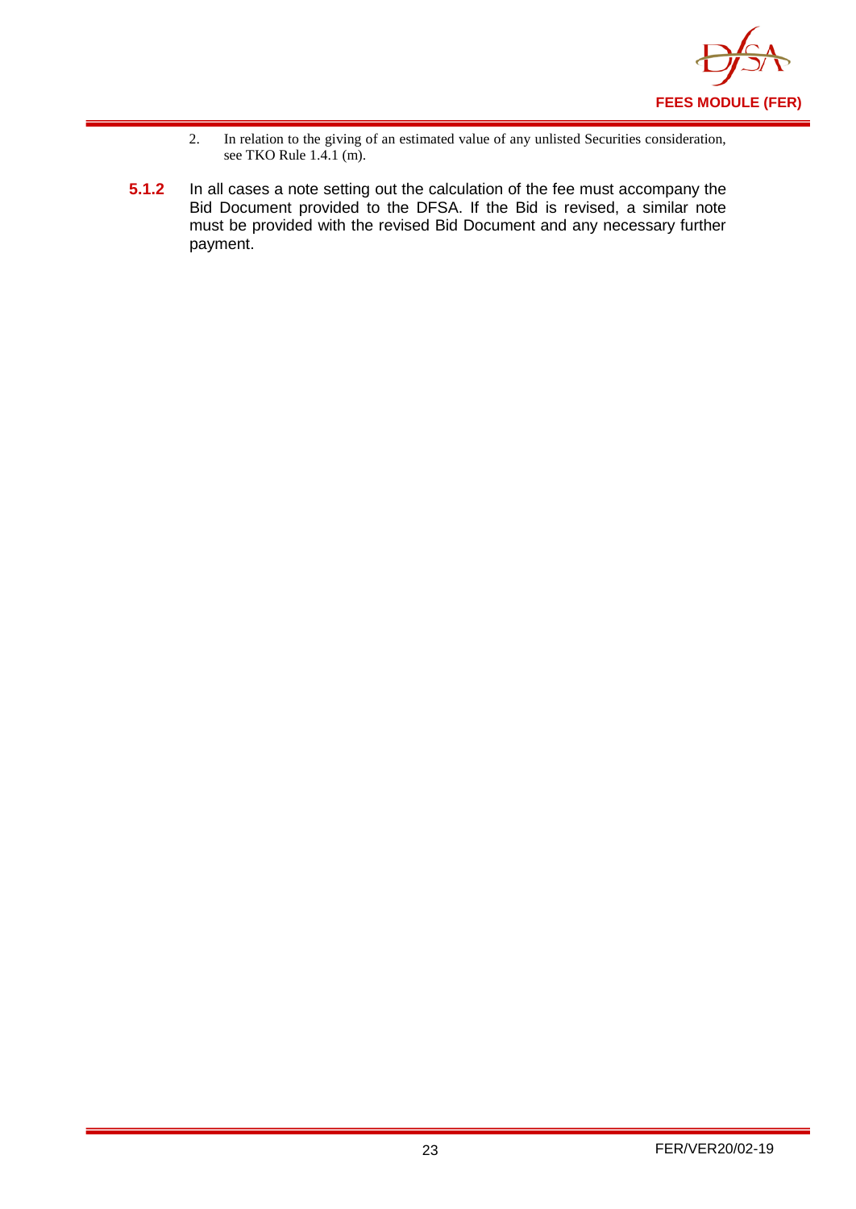2. In relation to the giving of an estimated value of any unlisted Securities consideration, see TKO Rule 1.4.1 (m).

**5.1.2** In all cases a note setting out the calculation of the fee must accompany the Bid Document provided to the DFSA. If the Bid is revised, a similar note must be provided with the revised Bid Document and any necessary further payment.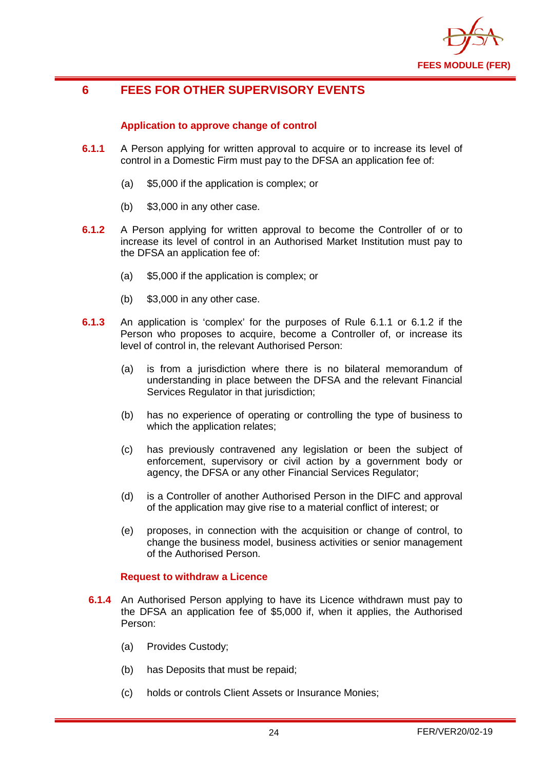# 6 FEES FOR OTHER SUPERVISORY EVENTS

### Application to approve change of control

**6.1.1** A Person applying for written approval to acquire or to increase its level of control in a Domestic Firm must pay to the DFSA an application fee of:

(a) $5,000 if the application is complex; or

(b) $3,000 in any other case.

**6.1.2** A Person applying for written approval to become the Controller of or to increase its level of control in an Authorised Market Institution must pay to the DFSA an application fee of:

(a) $5,000 if the application is complex; or

(b) $3,000 in any other case.

**6.1.3** An application is 'complex' for the purposes of Rule 6.1.1 or 6.1.2 if the Person who proposes to acquire, become a Controller of, or increase its level of control in, the relevant Authorised Person:

(a) is from a jurisdiction where there is no bilateral memorandum of understanding in place between the DFSA and the relevant Financial Services Regulator in that jurisdiction;

(b) has no experience of operating or controlling the type of business to which the application relates;

(c) has previously contravened any legislation or been the subject of enforcement, supervisory or civil action by a government body or agency, the DFSA or any other Financial Services Regulator;

(d) is a Controller of another Authorised Person in the DIFC and approval of the application may give rise to a material conflict of interest; or

(e) proposes, in connection with the acquisition or change of control, to change the business model, business activities or senior management of the Authorised Person.

### Request to withdraw a Licence

**6.1.4** An Authorised Person applying to have its Licence withdrawn must pay to the DFSA an application fee of $5,000 if, when it applies, the Authorised Person:

(a) Provides Custody;

(b) has Deposits that must be repaid;

(c) holds or controls Client Assets or Insurance Monies;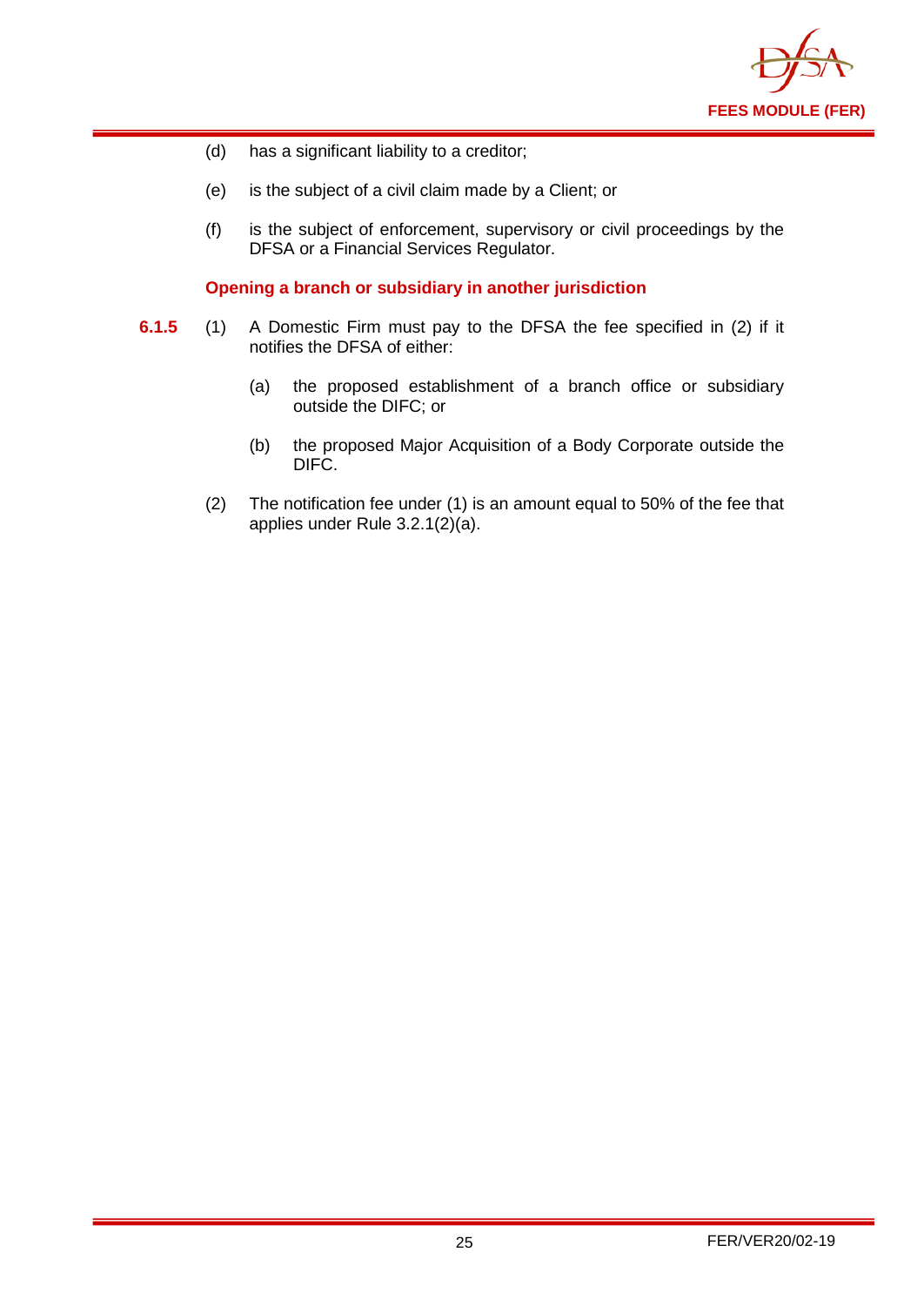(d) has a significant liability to a creditor;

(e) is the subject of a civil claim made by a Client; or

(f) is the subject of enforcement, supervisory or civil proceedings by the DFSA or a Financial Services Regulator.

### Opening a branch or subsidiary in another jurisdiction

**6.1.5** (1) A Domestic Firm must pay to the DFSA the fee specified in (2) if it notifies the DFSA of either:

   (a) the proposed establishment of a branch office or subsidiary outside the DIFC; or

   (b) the proposed Major Acquisition of a Body Corporate outside the DIFC.

(2) The notification fee under (1) is an amount equal to 50% of the fee that applies under Rule 3.2.1(2)(a).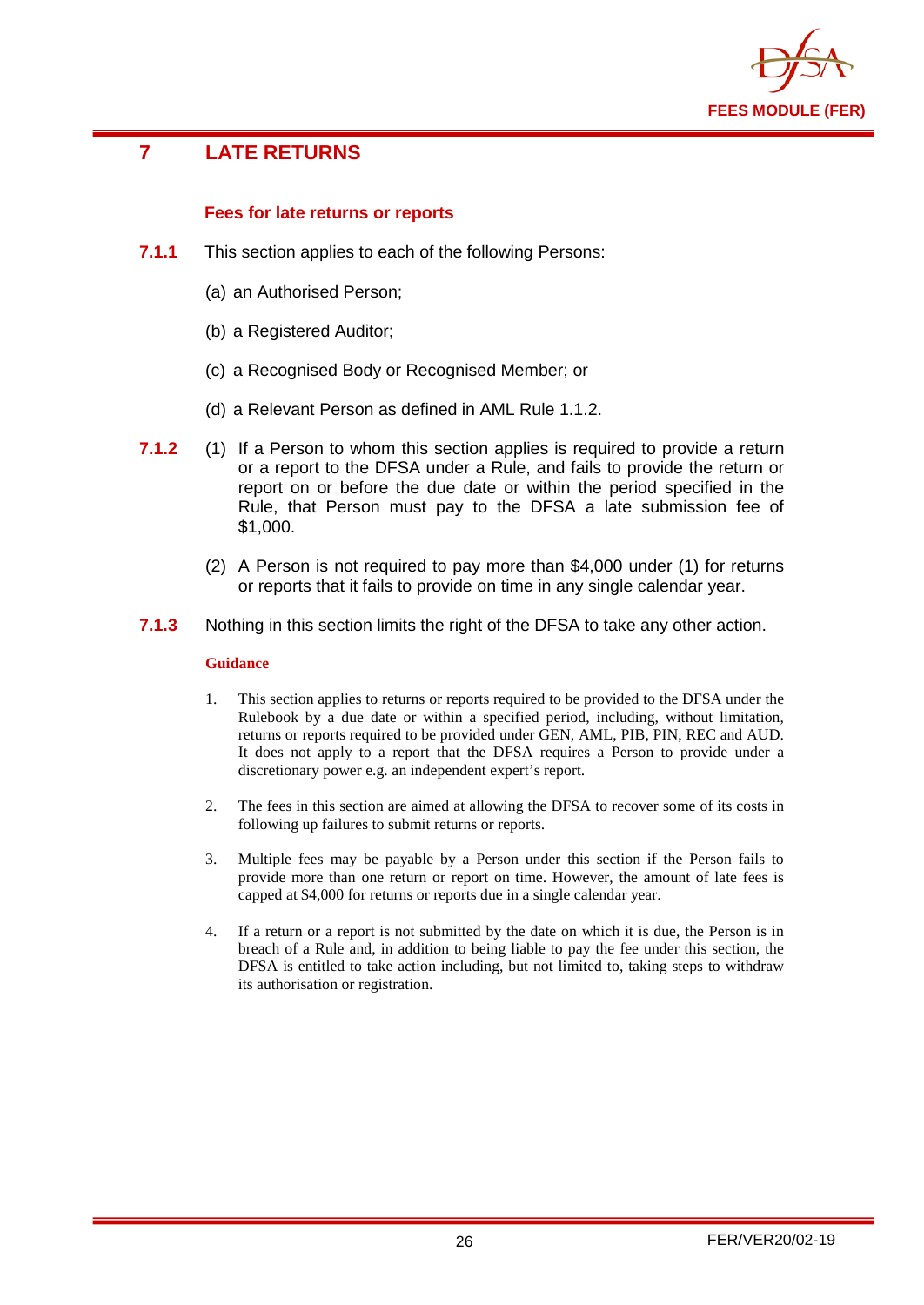# 7 LATE RETURNS

### Fees for late returns or reports

**7.1.1** This section applies to each of the following Persons:

(a) an Authorised Person;

(b) a Registered Auditor;

(c) a Recognised Body or Recognised Member; or

(d) a Relevant Person as defined in AML Rule 1.1.2.

**7.1.2** (1) If a Person to whom this section applies is required to provide a return or a report to the DFSA under a Rule, and fails to provide the return or report on or before the due date or within the period specified in the Rule, that Person must pay to the DFSA a late submission fee of $1,000.

(2) A Person is not required to pay more than $4,000 under (1) for returns or reports that it fails to provide on time in any single calendar year.

**7.1.3** Nothing in this section limits the right of the DFSA to take any other action.

**Guidance**

1. This section applies to returns or reports required to be provided to the DFSA under the Rulebook by a due date or within a specified period, including, without limitation, returns or reports required to be provided under GEN, AML, PIB, PIN, REC and AUD. It does not apply to a report that the DFSA requires a Person to provide under a discretionary power e.g. an independent expert's report.

2. The fees in this section are aimed at allowing the DFSA to recover some of its costs in following up failures to submit returns or reports.

3. Multiple fees may be payable by a Person under this section if the Person fails to provide more than one return or report on time. However, the amount of late fees is capped at $4,000 for returns or reports due in a single calendar year.

4. If a return or a report is not submitted by the date on which it is due, the Person is in breach of a Rule and, in addition to being liable to pay the fee under this section, the DFSA is entitled to take action including, but not limited to, taking steps to withdraw its authorisation or registration.